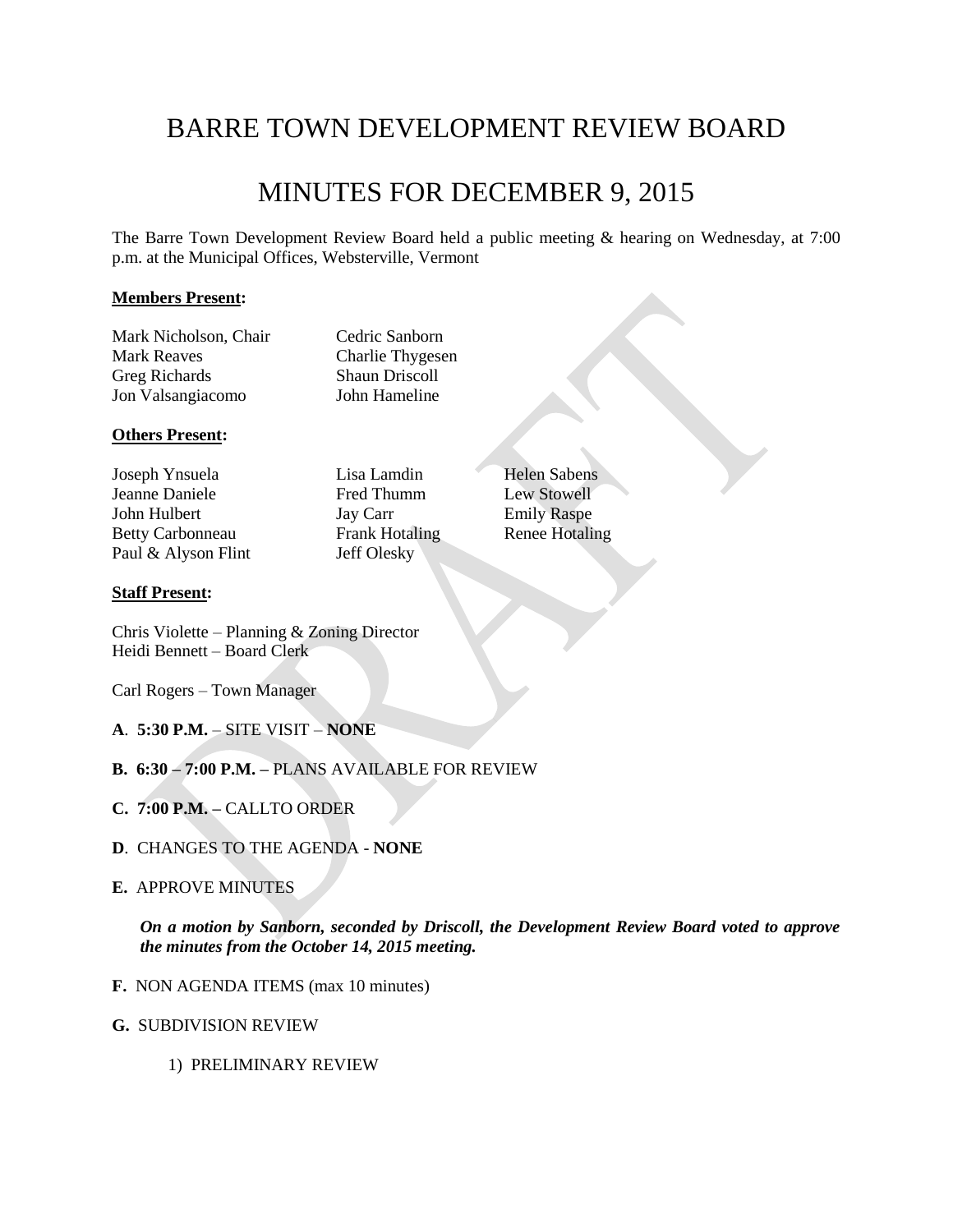# BARRE TOWN DEVELOPMENT REVIEW BOARD

# MINUTES FOR DECEMBER 9, 2015

The Barre Town Development Review Board held a public meeting & hearing on Wednesday, at 7:00 p.m. at the Municipal Offices, Websterville, Vermont

**Members Present:**

| | |
|---|---|
| Mark Nicholson, Chair | Cedric Sanborn |
| Mark Reaves | Charlie Thygesen |
| Greg Richards | Shaun Driscoll |
| Jon Valsangiacomo | John Hameline |

**Others Present:**

| | | |
|---|---|---|
| Joseph Ynsuela | Lisa Lamdin | Helen Sabens |
| Jeanne Daniele | Fred Thumm | Lew Stowell |
| John Hulbert | Jay Carr | Emily Raspe |
| Betty Carbonneau | Frank Hotaling | Renee Hotaling |
| Paul & Alyson Flint | Jeff Olesky | |

**Staff Present:**

Chris Violette – Planning & Zoning Director
Heidi Bennett – Board Clerk

Carl Rogers – Town Manager

**A**. **5:30 P.M.** – SITE VISIT – **NONE**

**B. 6:30 – 7:00 P.M. –** PLANS AVAILABLE FOR REVIEW

**C. 7:00 P.M. –** CALLTO ORDER

**D**. CHANGES TO THE AGENDA - **NONE**

**E.** APPROVE MINUTES

***On a motion by Sanborn, seconded by Driscoll, the Development Review Board voted to approve the minutes from the October 14, 2015 meeting.***

**F.** NON AGENDA ITEMS (max 10 minutes)

**G.** SUBDIVISION REVIEW

1) PRELIMINARY REVIEW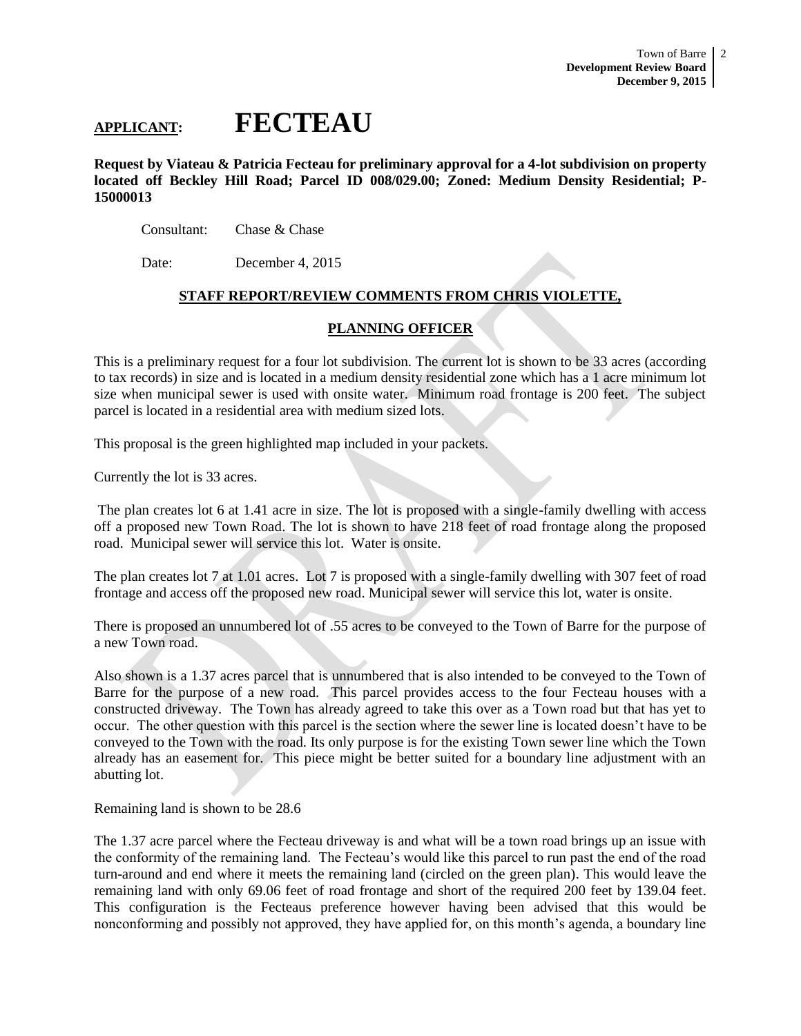## APPLICANT: FECTEAU

**Request by Viateau & Patricia Fecteau for preliminary approval for a 4-lot subdivision on property located off Beckley Hill Road; Parcel ID 008/029.00; Zoned: Medium Density Residential; P-15000013**

Consultant: Chase & Chase

Date: December 4, 2015

**STAFF REPORT/REVIEW COMMENTS FROM CHRIS VIOLETTE,**

**PLANNING OFFICER**

This is a preliminary request for a four lot subdivision. The current lot is shown to be 33 acres (according to tax records) in size and is located in a medium density residential zone which has a 1 acre minimum lot size when municipal sewer is used with onsite water. Minimum road frontage is 200 feet. The subject parcel is located in a residential area with medium sized lots.

This proposal is the green highlighted map included in your packets.

Currently the lot is 33 acres.

The plan creates lot 6 at 1.41 acre in size. The lot is proposed with a single-family dwelling with access off a proposed new Town Road. The lot is shown to have 218 feet of road frontage along the proposed road. Municipal sewer will service this lot. Water is onsite.

The plan creates lot 7 at 1.01 acres. Lot 7 is proposed with a single-family dwelling with 307 feet of road frontage and access off the proposed new road. Municipal sewer will service this lot, water is onsite.

There is proposed an unnumbered lot of .55 acres to be conveyed to the Town of Barre for the purpose of a new Town road.

Also shown is a 1.37 acres parcel that is unnumbered that is also intended to be conveyed to the Town of Barre for the purpose of a new road. This parcel provides access to the four Fecteau houses with a constructed driveway. The Town has already agreed to take this over as a Town road but that has yet to occur. The other question with this parcel is the section where the sewer line is located doesn't have to be conveyed to the Town with the road. Its only purpose is for the existing Town sewer line which the Town already has an easement for. This piece might be better suited for a boundary line adjustment with an abutting lot.

Remaining land is shown to be 28.6

The 1.37 acre parcel where the Fecteau driveway is and what will be a town road brings up an issue with the conformity of the remaining land. The Fecteau's would like this parcel to run past the end of the road turn-around and end where it meets the remaining land (circled on the green plan). This would leave the remaining land with only 69.06 feet of road frontage and short of the required 200 feet by 139.04 feet. This configuration is the Fecteaus preference however having been advised that this would be nonconforming and possibly not approved, they have applied for, on this month's agenda, a boundary line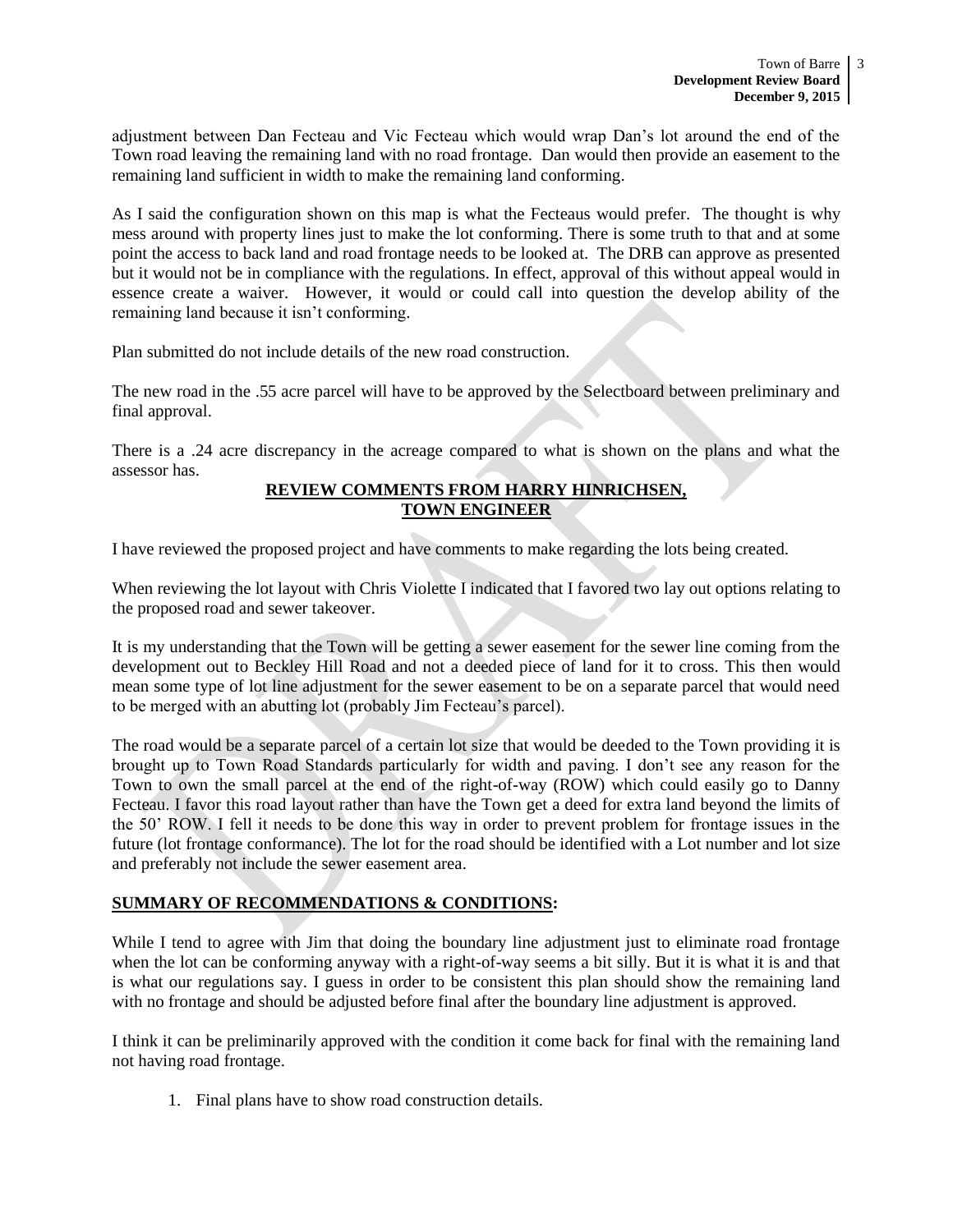adjustment between Dan Fecteau and Vic Fecteau which would wrap Dan's lot around the end of the Town road leaving the remaining land with no road frontage. Dan would then provide an easement to the remaining land sufficient in width to make the remaining land conforming.

As I said the configuration shown on this map is what the Fecteaus would prefer. The thought is why mess around with property lines just to make the lot conforming. There is some truth to that and at some point the access to back land and road frontage needs to be looked at. The DRB can approve as presented but it would not be in compliance with the regulations. In effect, approval of this without appeal would in essence create a waiver. However, it would or could call into question the develop ability of the remaining land because it isn't conforming.

Plan submitted do not include details of the new road construction.

The new road in the .55 acre parcel will have to be approved by the Selectboard between preliminary and final approval.

There is a .24 acre discrepancy in the acreage compared to what is shown on the plans and what the assessor has.

**REVIEW COMMENTS FROM HARRY HINRICHSEN, TOWN ENGINEER**

I have reviewed the proposed project and have comments to make regarding the lots being created.

When reviewing the lot layout with Chris Violette I indicated that I favored two lay out options relating to the proposed road and sewer takeover.

It is my understanding that the Town will be getting a sewer easement for the sewer line coming from the development out to Beckley Hill Road and not a deeded piece of land for it to cross. This then would mean some type of lot line adjustment for the sewer easement to be on a separate parcel that would need to be merged with an abutting lot (probably Jim Fecteau's parcel).

The road would be a separate parcel of a certain lot size that would be deeded to the Town providing it is brought up to Town Road Standards particularly for width and paving. I don't see any reason for the Town to own the small parcel at the end of the right-of-way (ROW) which could easily go to Danny Fecteau. I favor this road layout rather than have the Town get a deed for extra land beyond the limits of the 50' ROW. I fell it needs to be done this way in order to prevent problem for frontage issues in the future (lot frontage conformance). The lot for the road should be identified with a Lot number and lot size and preferably not include the sewer easement area.

**SUMMARY OF RECOMMENDATIONS & CONDITIONS:**

While I tend to agree with Jim that doing the boundary line adjustment just to eliminate road frontage when the lot can be conforming anyway with a right-of-way seems a bit silly. But it is what it is and that is what our regulations say. I guess in order to be consistent this plan should show the remaining land with no frontage and should be adjusted before final after the boundary line adjustment is approved.

I think it can be preliminarily approved with the condition it come back for final with the remaining land not having road frontage.

1. Final plans have to show road construction details.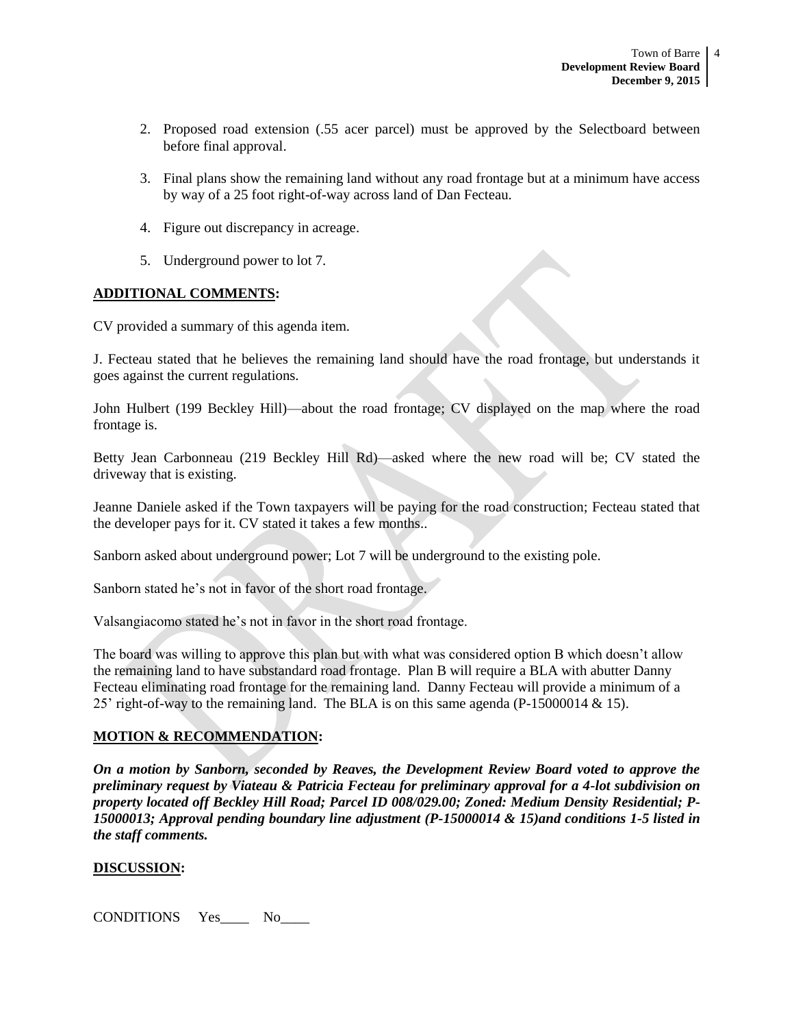2. Proposed road extension (.55 acer parcel) must be approved by the Selectboard between before final approval.

3. Final plans show the remaining land without any road frontage but at a minimum have access by way of a 25 foot right-of-way across land of Dan Fecteau.

4. Figure out discrepancy in acreage.

5. Underground power to lot 7.

**ADDITIONAL COMMENTS:**

CV provided a summary of this agenda item.

J. Fecteau stated that he believes the remaining land should have the road frontage, but understands it goes against the current regulations.

John Hulbert (199 Beckley Hill)—about the road frontage; CV displayed on the map where the road frontage is.

Betty Jean Carbonneau (219 Beckley Hill Rd)—asked where the new road will be; CV stated the driveway that is existing.

Jeanne Daniele asked if the Town taxpayers will be paying for the road construction; Fecteau stated that the developer pays for it. CV stated it takes a few months..

Sanborn asked about underground power; Lot 7 will be underground to the existing pole.

Sanborn stated he's not in favor of the short road frontage.

Valsangiacomo stated he's not in favor in the short road frontage.

The board was willing to approve this plan but with what was considered option B which doesn't allow the remaining land to have substandard road frontage. Plan B will require a BLA with abutter Danny Fecteau eliminating road frontage for the remaining land. Danny Fecteau will provide a minimum of a 25' right-of-way to the remaining land. The BLA is on this same agenda (P-15000014 & 15).

**MOTION & RECOMMENDATION:**

***On a motion by Sanborn, seconded by Reaves, the Development Review Board voted to approve the preliminary request by Viateau & Patricia Fecteau for preliminary approval for a 4-lot subdivision on property located off Beckley Hill Road; Parcel ID 008/029.00; Zoned: Medium Density Residential; P-15000013; Approval pending boundary line adjustment (P-15000014 & 15)and conditions 1-5 listed in the staff comments.***

**DISCUSSION:**

CONDITIONS Yes____ No____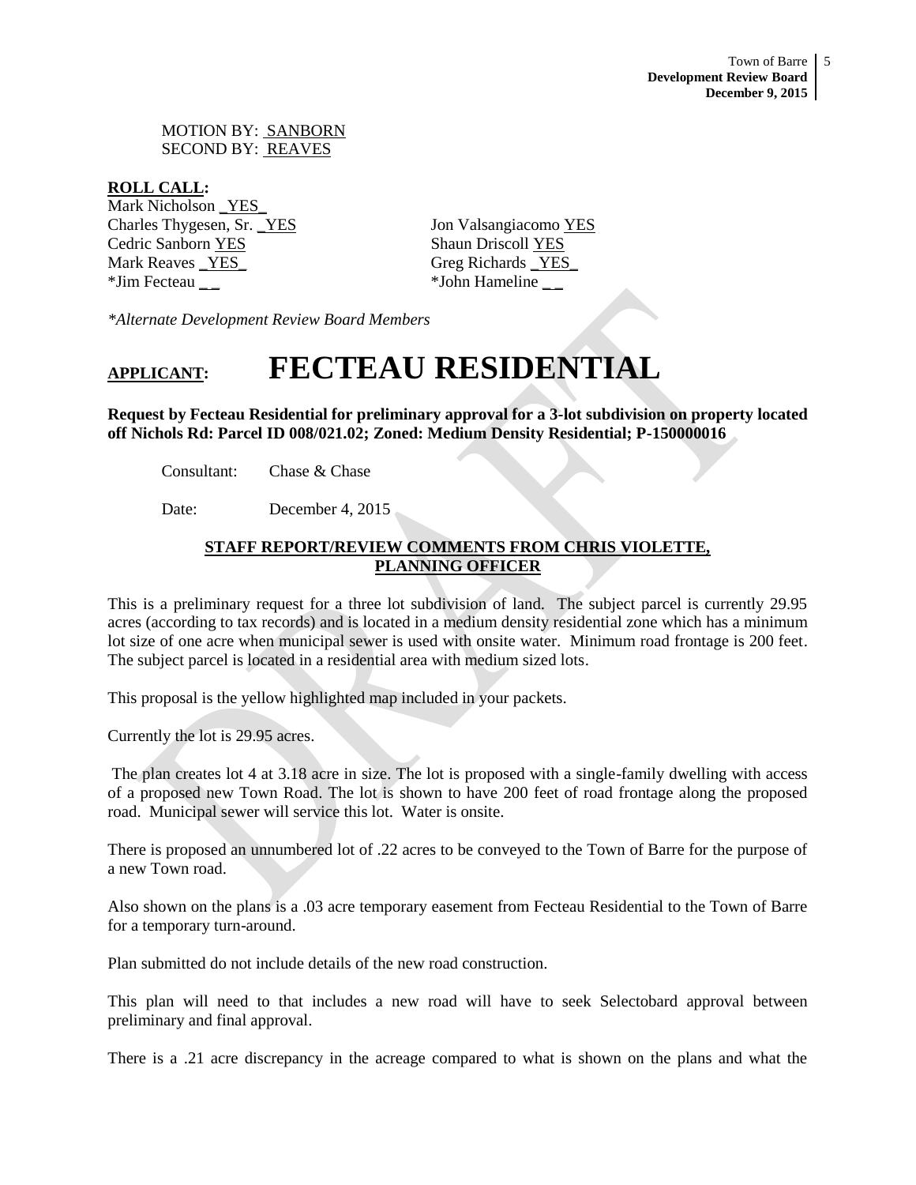MOTION BY: SANBORN
SECOND BY: REAVES

**ROLL CALL:**

Mark Nicholson _YES_
Charles Thygesen, Sr. _YES
Cedric Sanborn YES
Mark Reaves _YES_
*Jim Fecteau _ _

Jon Valsangiacomo YES
Shaun Driscoll YES
Greg Richards _YES_
*John Hameline _ _

*\*Alternate Development Review Board Members*

# APPLICANT: FECTEAU RESIDENTIAL

**Request by Fecteau Residential for preliminary approval for a 3-lot subdivision on property located off Nichols Rd: Parcel ID 008/021.02; Zoned: Medium Density Residential; P-150000016**

Consultant: Chase & Chase

Date: December 4, 2015

**STAFF REPORT/REVIEW COMMENTS FROM CHRIS VIOLETTE, PLANNING OFFICER**

This is a preliminary request for a three lot subdivision of land. The subject parcel is currently 29.95 acres (according to tax records) and is located in a medium density residential zone which has a minimum lot size of one acre when municipal sewer is used with onsite water. Minimum road frontage is 200 feet. The subject parcel is located in a residential area with medium sized lots.

This proposal is the yellow highlighted map included in your packets.

Currently the lot is 29.95 acres.

The plan creates lot 4 at 3.18 acre in size. The lot is proposed with a single-family dwelling with access of a proposed new Town Road. The lot is shown to have 200 feet of road frontage along the proposed road. Municipal sewer will service this lot. Water is onsite.

There is proposed an unnumbered lot of .22 acres to be conveyed to the Town of Barre for the purpose of a new Town road.

Also shown on the plans is a .03 acre temporary easement from Fecteau Residential to the Town of Barre for a temporary turn-around.

Plan submitted do not include details of the new road construction.

This plan will need to that includes a new road will have to seek Selectobard approval between preliminary and final approval.

There is a .21 acre discrepancy in the acreage compared to what is shown on the plans and what the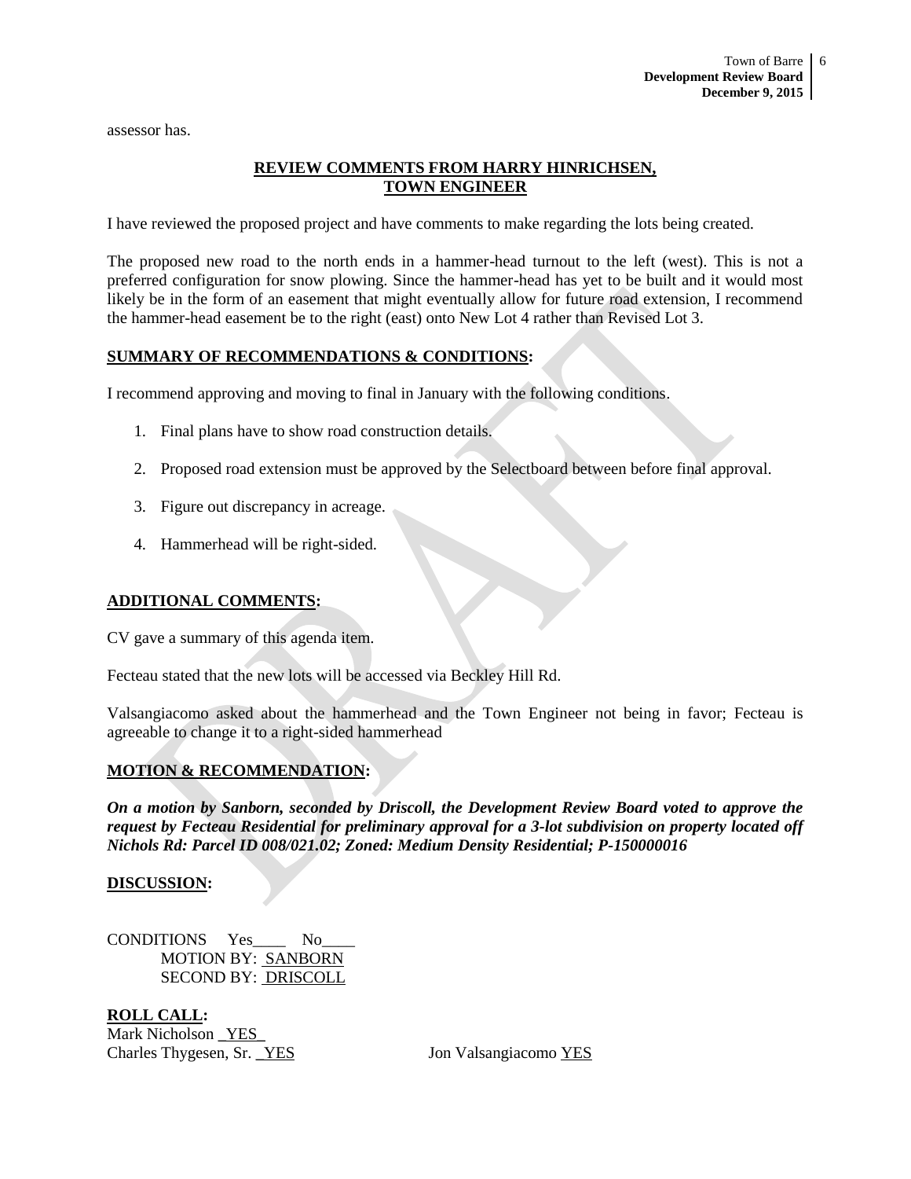assessor has.

## **REVIEW COMMENTS FROM HARRY HINRICHSEN, TOWN ENGINEER**

I have reviewed the proposed project and have comments to make regarding the lots being created.

The proposed new road to the north ends in a hammer-head turnout to the left (west). This is not a preferred configuration for snow plowing. Since the hammer-head has yet to be built and it would most likely be in the form of an easement that might eventually allow for future road extension, I recommend the hammer-head easement be to the right (east) onto New Lot 4 rather than Revised Lot 3.

## **SUMMARY OF RECOMMENDATIONS & CONDITIONS:**

I recommend approving and moving to final in January with the following conditions.

1. Final plans have to show road construction details.
2. Proposed road extension must be approved by the Selectboard between before final approval.
3. Figure out discrepancy in acreage.
4. Hammerhead will be right-sided.

## **ADDITIONAL COMMENTS:**

CV gave a summary of this agenda item.

Fecteau stated that the new lots will be accessed via Beckley Hill Rd.

Valsangiacomo asked about the hammerhead and the Town Engineer not being in favor; Fecteau is agreeable to change it to a right-sided hammerhead

## **MOTION & RECOMMENDATION:**

***On a motion by Sanborn, seconded by Driscoll, the Development Review Board voted to approve the request by Fecteau Residential for preliminary approval for a 3-lot subdivision on property located off Nichols Rd: Parcel ID 008/021.02; Zoned: Medium Density Residential; P-150000016***

## **DISCUSSION:**

CONDITIONS Yes____ No____
MOTION BY: SANBORN
SECOND BY: DRISCOLL

**ROLL CALL:**

Mark Nicholson YES
Charles Thygesen, Sr. YES
Jon Valsangiacomo YES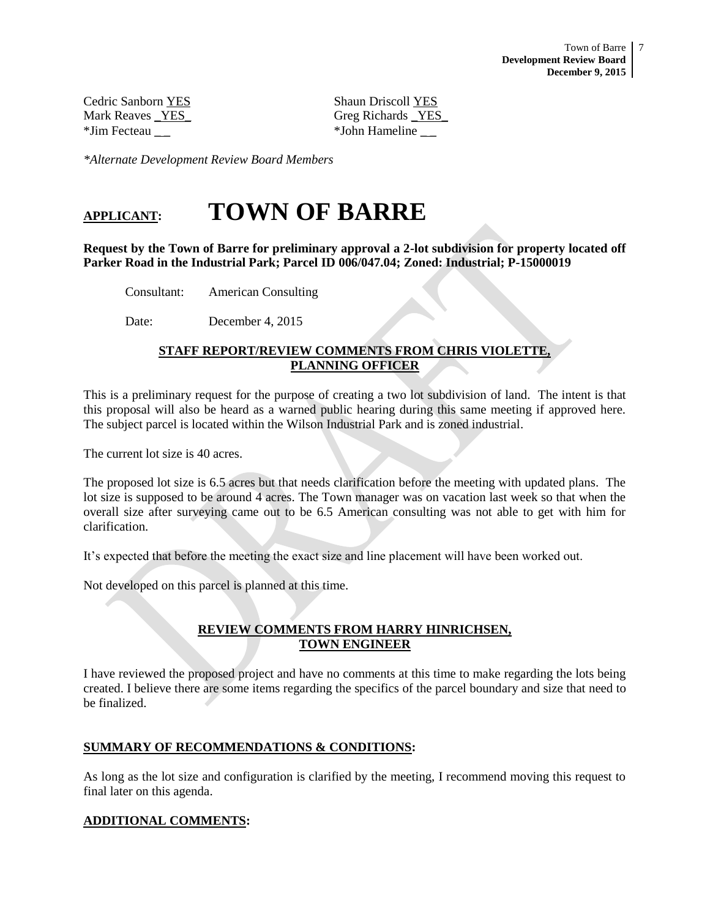Cedric Sanborn YES
Mark Reaves _YES_
*Jim Fecteau __

Shaun Driscoll YES
Greg Richards _YES_
*John Hameline __

*Alternate Development Review Board Members*

# APPLICANT: TOWN OF BARRE

**Request by the Town of Barre for preliminary approval a 2-lot subdivision for property located off Parker Road in the Industrial Park; Parcel ID 006/047.04; Zoned: Industrial; P-15000019**

Consultant: American Consulting

Date: December 4, 2015

## STAFF REPORT/REVIEW COMMENTS FROM CHRIS VIOLETTE, PLANNING OFFICER

This is a preliminary request for the purpose of creating a two lot subdivision of land. The intent is that this proposal will also be heard as a warned public hearing during this same meeting if approved here. The subject parcel is located within the Wilson Industrial Park and is zoned industrial.

The current lot size is 40 acres.

The proposed lot size is 6.5 acres but that needs clarification before the meeting with updated plans. The lot size is supposed to be around 4 acres. The Town manager was on vacation last week so that when the overall size after surveying came out to be 6.5 American consulting was not able to get with him for clarification.

It's expected that before the meeting the exact size and line placement will have been worked out.

Not developed on this parcel is planned at this time.

## REVIEW COMMENTS FROM HARRY HINRICHSEN, TOWN ENGINEER

I have reviewed the proposed project and have no comments at this time to make regarding the lots being created. I believe there are some items regarding the specifics of the parcel boundary and size that need to be finalized.

## SUMMARY OF RECOMMENDATIONS & CONDITIONS:

As long as the lot size and configuration is clarified by the meeting, I recommend moving this request to final later on this agenda.

## ADDITIONAL COMMENTS: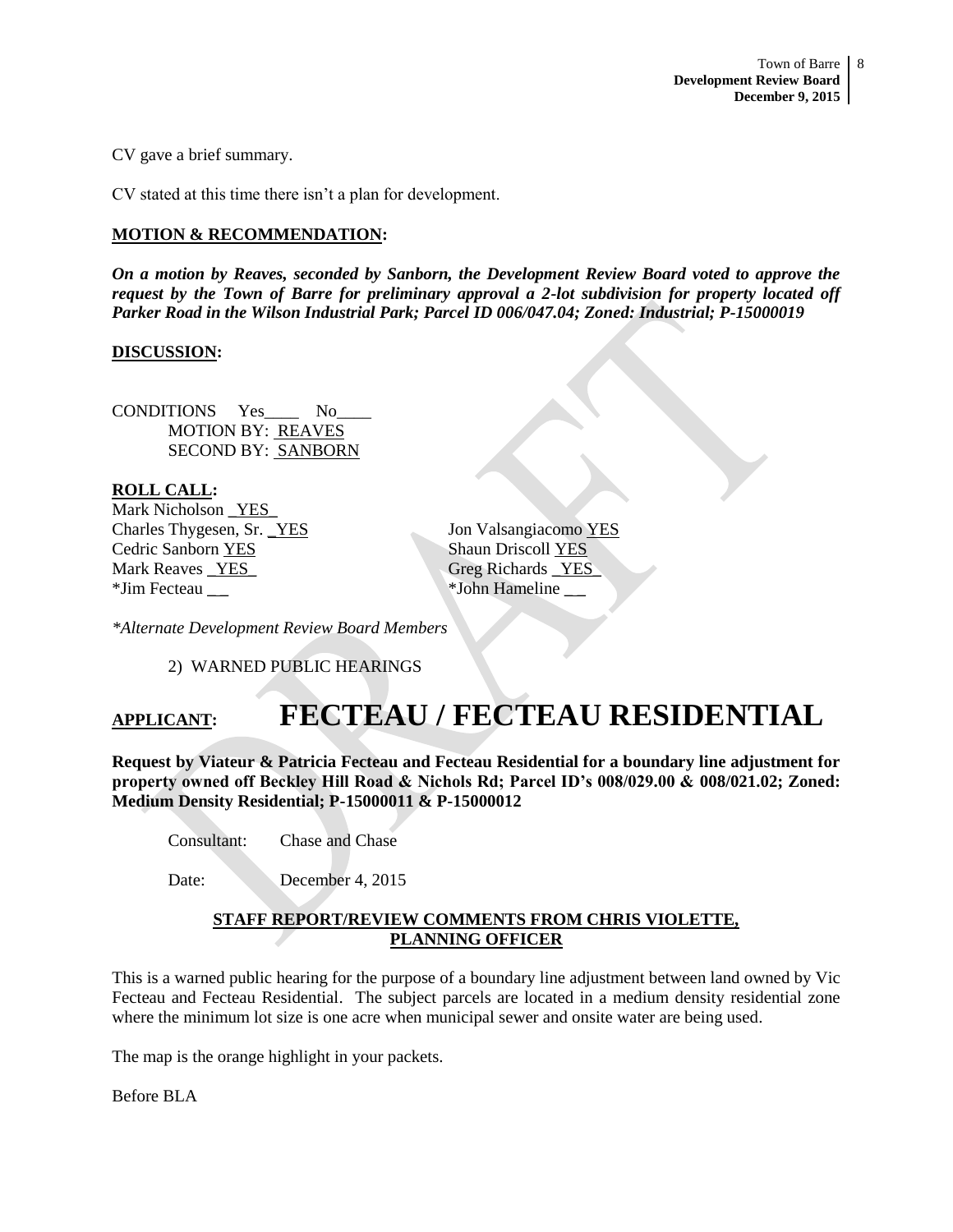CV gave a brief summary.

CV stated at this time there isn't a plan for development.

**MOTION & RECOMMENDATION:**

***On a motion by Reaves, seconded by Sanborn, the Development Review Board voted to approve the request by the Town of Barre for preliminary approval a 2-lot subdivision for property located off Parker Road in the Wilson Industrial Park; Parcel ID 006/047.04; Zoned: Industrial; P-15000019***

**DISCUSSION:**

CONDITIONS Yes____ No____
MOTION BY: REAVES
SECOND BY: SANBORN

**ROLL CALL:**

Mark Nicholson YES
Charles Thygesen, Sr. YES
Cedric Sanborn YES
Mark Reaves YES
*Jim Fecteau __

Jon Valsangiacomo YES
Shaun Driscoll YES
Greg Richards YES
*John Hameline __

*\*Alternate Development Review Board Members*

2) WARNED PUBLIC HEARINGS

# APPLICANT: FECTEAU / FECTEAU RESIDENTIAL

**Request by Viateur & Patricia Fecteau and Fecteau Residential for a boundary line adjustment for property owned off Beckley Hill Road & Nichols Rd; Parcel ID's 008/029.00 & 008/021.02; Zoned: Medium Density Residential; P-15000011 & P-15000012**

Consultant: Chase and Chase

Date: December 4, 2015

**STAFF REPORT/REVIEW COMMENTS FROM CHRIS VIOLETTE, PLANNING OFFICER**

This is a warned public hearing for the purpose of a boundary line adjustment between land owned by Vic Fecteau and Fecteau Residential. The subject parcels are located in a medium density residential zone where the minimum lot size is one acre when municipal sewer and onsite water are being used.

The map is the orange highlight in your packets.

Before BLA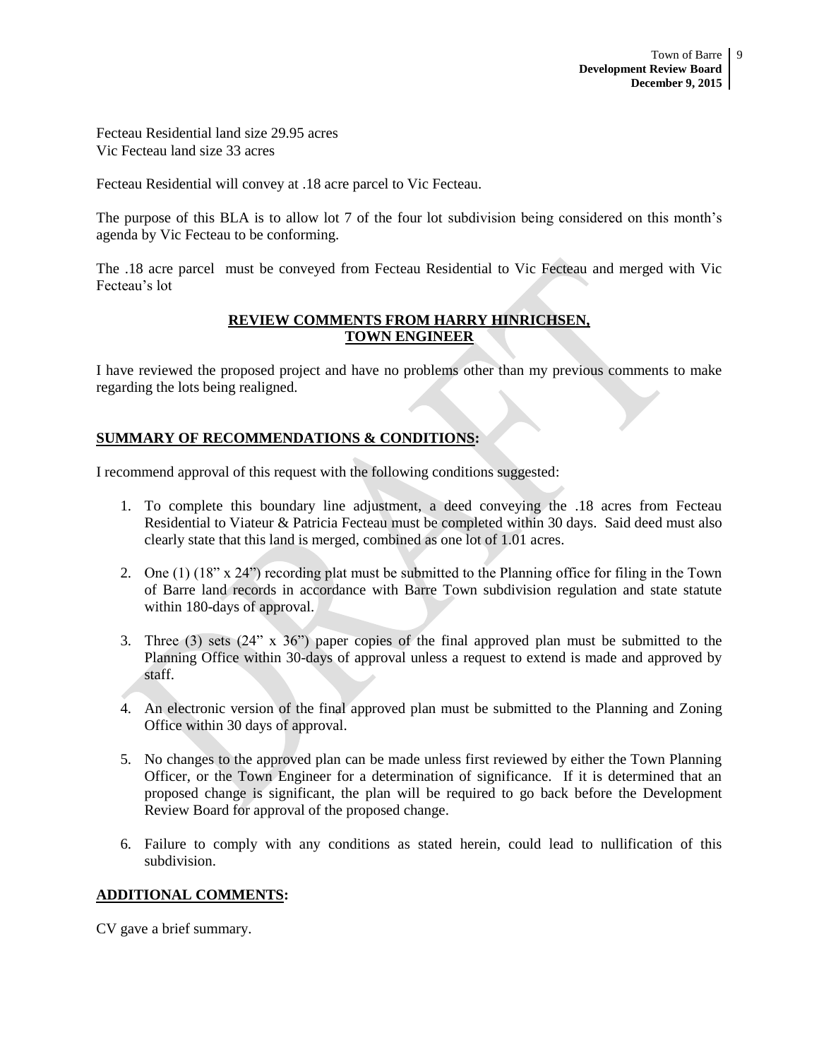Fecteau Residential land size 29.95 acres
Vic Fecteau land size 33 acres

Fecteau Residential will convey at .18 acre parcel to Vic Fecteau.

The purpose of this BLA is to allow lot 7 of the four lot subdivision being considered on this month's agenda by Vic Fecteau to be conforming.

The .18 acre parcel must be conveyed from Fecteau Residential to Vic Fecteau and merged with Vic Fecteau's lot

**REVIEW COMMENTS FROM HARRY HINRICHSEN, TOWN ENGINEER**

I have reviewed the proposed project and have no problems other than my previous comments to make regarding the lots being realigned.

**SUMMARY OF RECOMMENDATIONS & CONDITIONS:**

I recommend approval of this request with the following conditions suggested:

1. To complete this boundary line adjustment, a deed conveying the .18 acres from Fecteau Residential to Viateur & Patricia Fecteau must be completed within 30 days. Said deed must also clearly state that this land is merged, combined as one lot of 1.01 acres.
2. One (1) (18" x 24") recording plat must be submitted to the Planning office for filing in the Town of Barre land records in accordance with Barre Town subdivision regulation and state statute within 180-days of approval.
3. Three (3) sets (24" x 36") paper copies of the final approved plan must be submitted to the Planning Office within 30-days of approval unless a request to extend is made and approved by staff.
4. An electronic version of the final approved plan must be submitted to the Planning and Zoning Office within 30 days of approval.
5. No changes to the approved plan can be made unless first reviewed by either the Town Planning Officer, or the Town Engineer for a determination of significance. If it is determined that an proposed change is significant, the plan will be required to go back before the Development Review Board for approval of the proposed change.
6. Failure to comply with any conditions as stated herein, could lead to nullification of this subdivision.

**ADDITIONAL COMMENTS:**

CV gave a brief summary.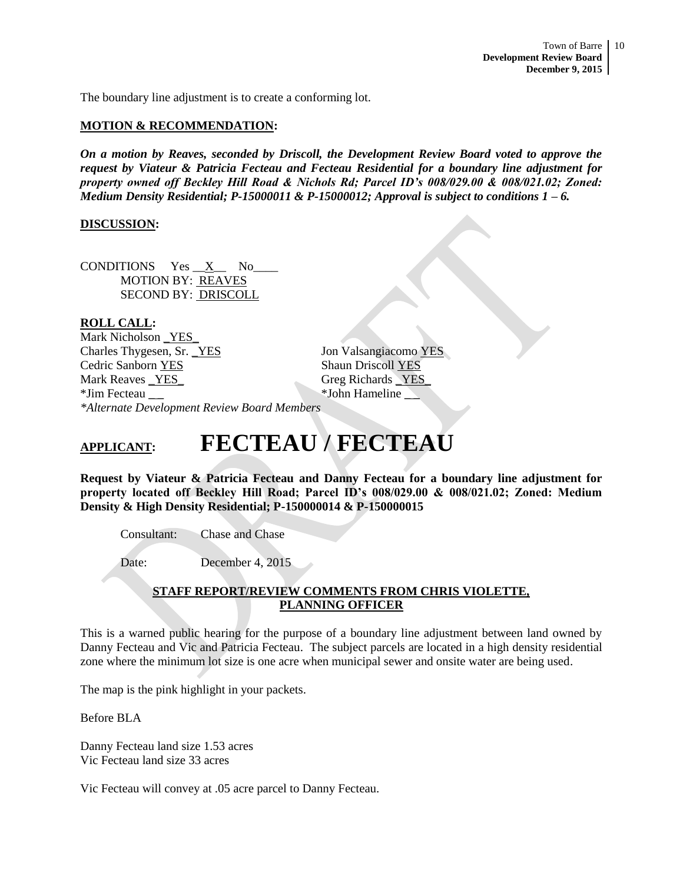The boundary line adjustment is to create a conforming lot.

**MOTION & RECOMMENDATION:**

***On a motion by Reaves, seconded by Driscoll, the Development Review Board voted to approve the request by Viateur & Patricia Fecteau and Fecteau Residential for a boundary line adjustment for property owned off Beckley Hill Road & Nichols Rd; Parcel ID's 008/029.00 & 008/021.02; Zoned: Medium Density Residential; P-15000011 & P-15000012; Approval is subject to conditions 1 – 6.***

**DISCUSSION:**

CONDITIONS Yes __X__ No____
MOTION BY: REAVES
SECOND BY: DRISCOLL

**ROLL CALL:**

Mark Nicholson _YES_
Charles Thygesen, Sr. _YES
Cedric Sanborn YES
Mark Reaves _YES_
*Jim Fecteau __
Jon Valsangiacomo YES
Shaun Driscoll YES
Greg Richards _YES_
*John Hameline __

*\*Alternate Development Review Board Members*

# APPLICANT: FECTEAU / FECTEAU

**Request by Viateur & Patricia Fecteau and Danny Fecteau for a boundary line adjustment for property located off Beckley Hill Road; Parcel ID's 008/029.00 & 008/021.02; Zoned: Medium Density & High Density Residential; P-150000014 & P-150000015**

Consultant: Chase and Chase

Date: December 4, 2015

**STAFF REPORT/REVIEW COMMENTS FROM CHRIS VIOLETTE, PLANNING OFFICER**

This is a warned public hearing for the purpose of a boundary line adjustment between land owned by Danny Fecteau and Vic and Patricia Fecteau. The subject parcels are located in a high density residential zone where the minimum lot size is one acre when municipal sewer and onsite water are being used.

The map is the pink highlight in your packets.

Before BLA

Danny Fecteau land size 1.53 acres
Vic Fecteau land size 33 acres

Vic Fecteau will convey at .05 acre parcel to Danny Fecteau.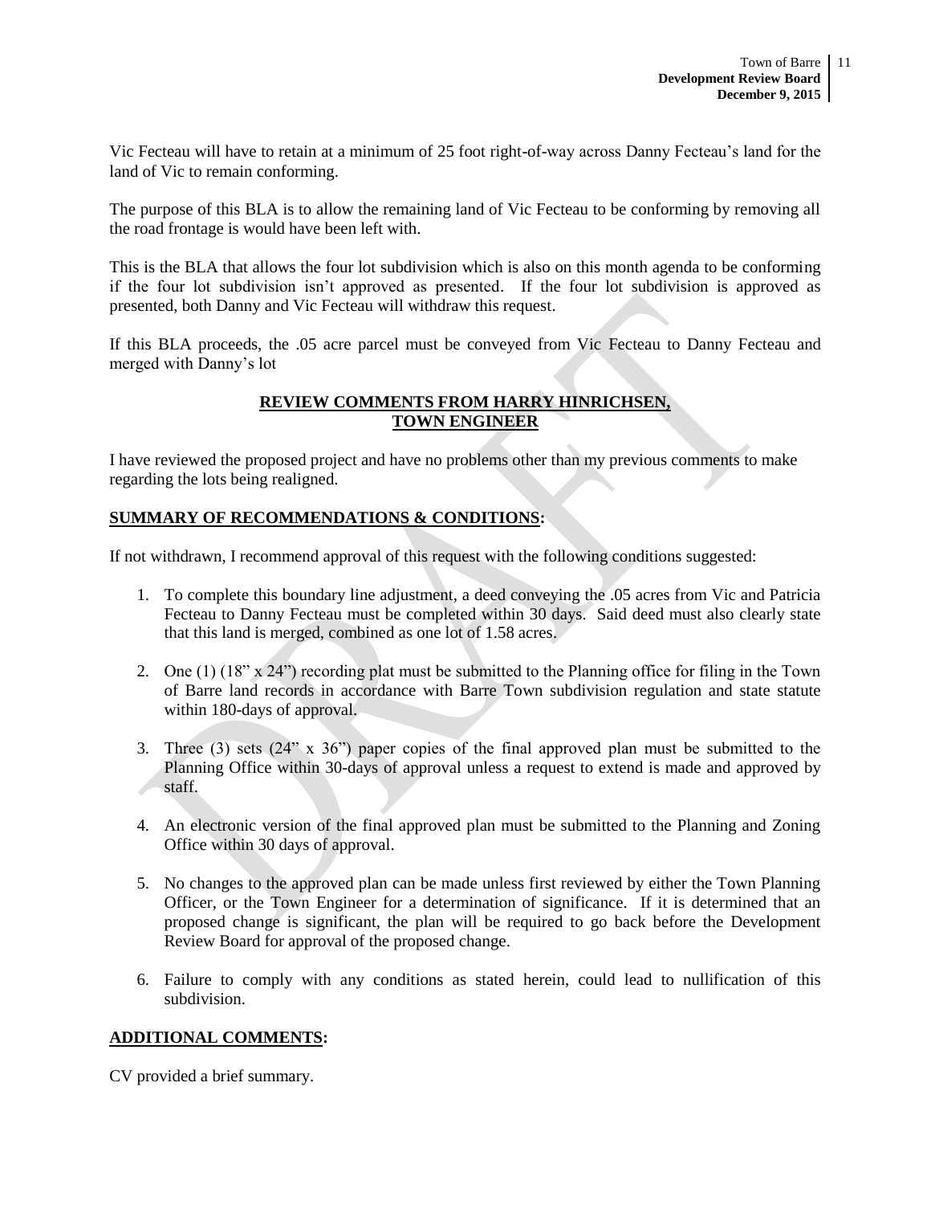Vic Fecteau will have to retain at a minimum of 25 foot right-of-way across Danny Fecteau's land for the land of Vic to remain conforming.

The purpose of this BLA is to allow the remaining land of Vic Fecteau to be conforming by removing all the road frontage is would have been left with.

This is the BLA that allows the four lot subdivision which is also on this month agenda to be conforming if the four lot subdivision isn't approved as presented. If the four lot subdivision is approved as presented, both Danny and Vic Fecteau will withdraw this request.

If this BLA proceeds, the .05 acre parcel must be conveyed from Vic Fecteau to Danny Fecteau and merged with Danny's lot

**REVIEW COMMENTS FROM HARRY HINRICHSEN, TOWN ENGINEER**

I have reviewed the proposed project and have no problems other than my previous comments to make regarding the lots being realigned.

**SUMMARY OF RECOMMENDATIONS & CONDITIONS:**

If not withdrawn, I recommend approval of this request with the following conditions suggested:

1. To complete this boundary line adjustment, a deed conveying the .05 acres from Vic and Patricia Fecteau to Danny Fecteau must be completed within 30 days. Said deed must also clearly state that this land is merged, combined as one lot of 1.58 acres.

2. One (1) (18" x 24") recording plat must be submitted to the Planning office for filing in the Town of Barre land records in accordance with Barre Town subdivision regulation and state statute within 180-days of approval.

3. Three (3) sets (24" x 36") paper copies of the final approved plan must be submitted to the Planning Office within 30-days of approval unless a request to extend is made and approved by staff.

4. An electronic version of the final approved plan must be submitted to the Planning and Zoning Office within 30 days of approval.

5. No changes to the approved plan can be made unless first reviewed by either the Town Planning Officer, or the Town Engineer for a determination of significance. If it is determined that an proposed change is significant, the plan will be required to go back before the Development Review Board for approval of the proposed change.

6. Failure to comply with any conditions as stated herein, could lead to nullification of this subdivision.

**ADDITIONAL COMMENTS:**

CV provided a brief summary.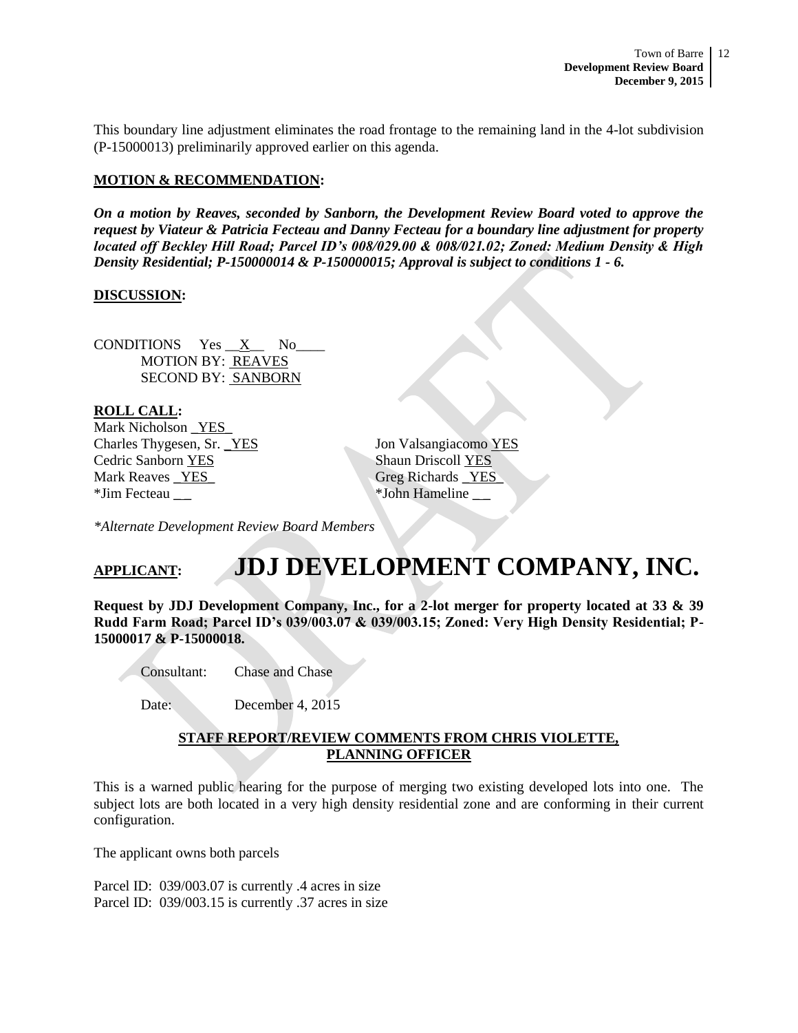This boundary line adjustment eliminates the road frontage to the remaining land in the 4-lot subdivision (P-15000013) preliminarily approved earlier on this agenda.

**MOTION & RECOMMENDATION:**

***On a motion by Reaves, seconded by Sanborn, the Development Review Board voted to approve the request by Viateur & Patricia Fecteau and Danny Fecteau for a boundary line adjustment for property located off Beckley Hill Road; Parcel ID's 008/029.00 & 008/021.02; Zoned: Medium Density & High Density Residential; P-150000014 & P-150000015; Approval is subject to conditions 1 - 6.***

**DISCUSSION:**

CONDITIONS Yes __X__ No____
MOTION BY: REAVES
SECOND BY: SANBORN

**ROLL CALL:**

Mark Nicholson _YES_
Charles Thygesen, Sr. _YES
Cedric Sanborn YES
Mark Reaves _YES_
*Jim Fecteau __
Jon Valsangiacomo YES
Shaun Driscoll YES
Greg Richards _YES_
*John Hameline __

*\*Alternate Development Review Board Members*

# APPLICANT: JDJ DEVELOPMENT COMPANY, INC.

**Request by JDJ Development Company, Inc., for a 2-lot merger for property located at 33 & 39 Rudd Farm Road; Parcel ID's 039/003.07 & 039/003.15; Zoned: Very High Density Residential; P-15000017 & P-15000018.**

Consultant: Chase and Chase

Date: December 4, 2015

**STAFF REPORT/REVIEW COMMENTS FROM CHRIS VIOLETTE, PLANNING OFFICER**

This is a warned public hearing for the purpose of merging two existing developed lots into one. The subject lots are both located in a very high density residential zone and are conforming in their current configuration.

The applicant owns both parcels

Parcel ID: 039/003.07 is currently .4 acres in size
Parcel ID: 039/003.15 is currently .37 acres in size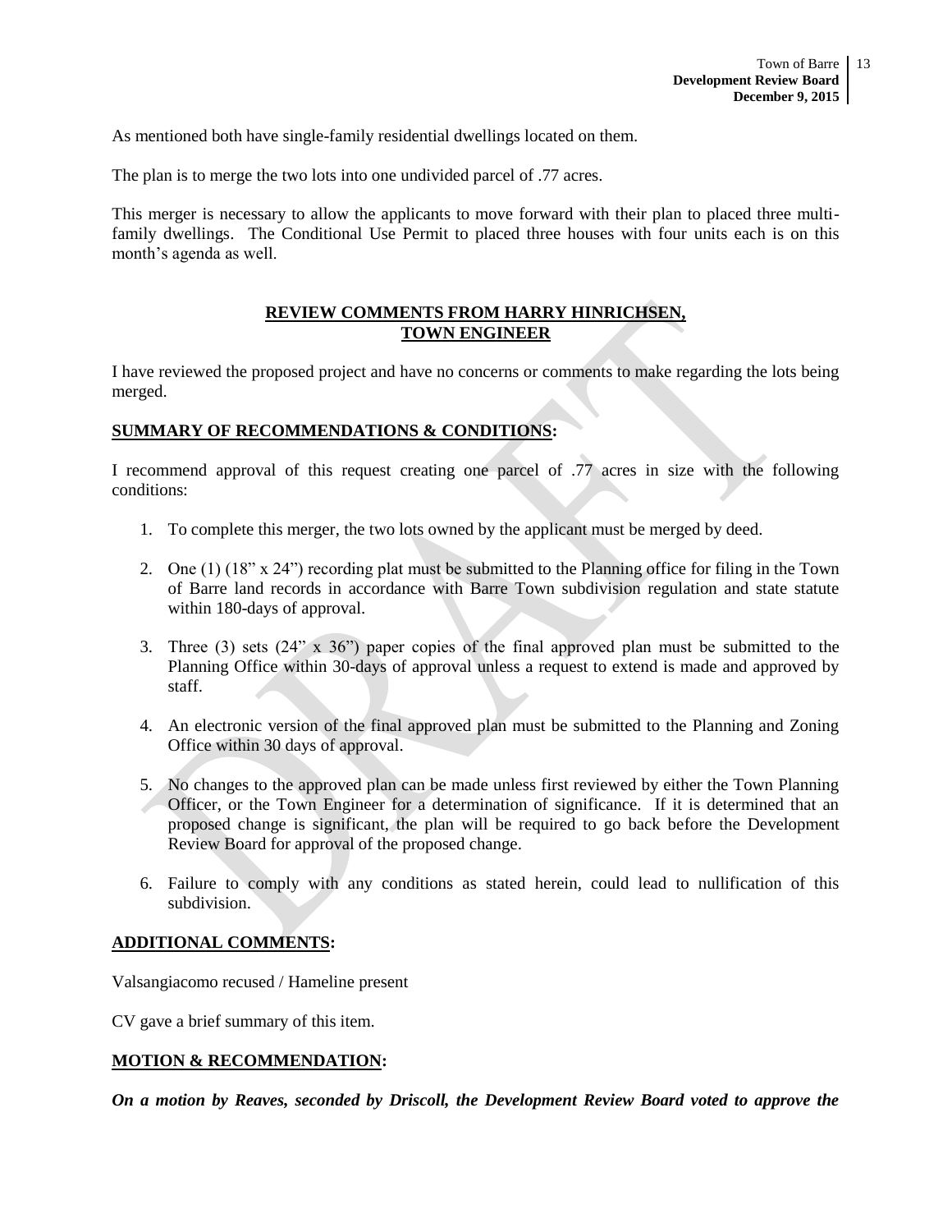As mentioned both have single-family residential dwellings located on them.

The plan is to merge the two lots into one undivided parcel of .77 acres.

This merger is necessary to allow the applicants to move forward with their plan to placed three multi-family dwellings. The Conditional Use Permit to placed three houses with four units each is on this month's agenda as well.

## REVIEW COMMENTS FROM HARRY HINRICHSEN, TOWN ENGINEER

I have reviewed the proposed project and have no concerns or comments to make regarding the lots being merged.

## SUMMARY OF RECOMMENDATIONS & CONDITIONS:

I recommend approval of this request creating one parcel of .77 acres in size with the following conditions:

1. To complete this merger, the two lots owned by the applicant must be merged by deed.

2. One (1) (18" x 24") recording plat must be submitted to the Planning office for filing in the Town of Barre land records in accordance with Barre Town subdivision regulation and state statute within 180-days of approval.

3. Three (3) sets (24" x 36") paper copies of the final approved plan must be submitted to the Planning Office within 30-days of approval unless a request to extend is made and approved by staff.

4. An electronic version of the final approved plan must be submitted to the Planning and Zoning Office within 30 days of approval.

5. No changes to the approved plan can be made unless first reviewed by either the Town Planning Officer, or the Town Engineer for a determination of significance. If it is determined that an proposed change is significant, the plan will be required to go back before the Development Review Board for approval of the proposed change.

6. Failure to comply with any conditions as stated herein, could lead to nullification of this subdivision.

## ADDITIONAL COMMENTS:

Valsangiacomo recused / Hameline present

CV gave a brief summary of this item.

## MOTION & RECOMMENDATION:

***On a motion by Reaves, seconded by Driscoll, the Development Review Board voted to approve the***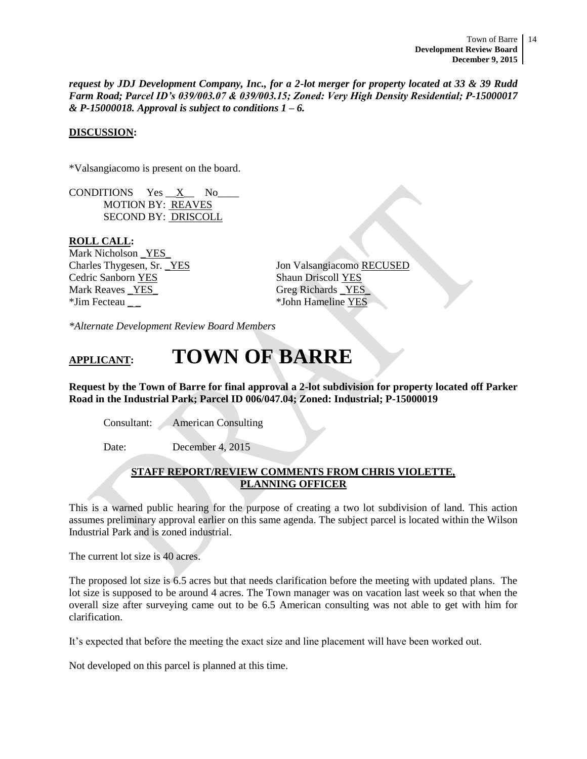***request by JDJ Development Company, Inc., for a 2-lot merger for property located at 33 & 39 Rudd Farm Road; Parcel ID's 039/003.07 & 039/003.15; Zoned: Very High Density Residential; P-15000017 & P-15000018. Approval is subject to conditions 1 – 6.***

**DISCUSSION:**

*Valsangiacomo is present on the board.

CONDITIONS Yes __X__ No____
MOTION BY: REAVES
SECOND BY: DRISCOLL

**ROLL CALL:**

Mark Nicholson _YES_
Charles Thygesen, Sr. _YES
Cedric Sanborn YES
Mark Reaves _YES_
*Jim Fecteau _ _

Jon Valsangiacomo RECUSED
Shaun Driscoll YES
Greg Richards _YES_
*John Hameline YES

*\*Alternate Development Review Board Members*

# APPLICANT: TOWN OF BARRE

**Request by the Town of Barre for final approval a 2-lot subdivision for property located off Parker Road in the Industrial Park; Parcel ID 006/047.04; Zoned: Industrial; P-15000019**

Consultant: American Consulting

Date: December 4, 2015

**STAFF REPORT/REVIEW COMMENTS FROM CHRIS VIOLETTE, PLANNING OFFICER**

This is a warned public hearing for the purpose of creating a two lot subdivision of land. This action assumes preliminary approval earlier on this same agenda. The subject parcel is located within the Wilson Industrial Park and is zoned industrial.

The current lot size is 40 acres.

The proposed lot size is 6.5 acres but that needs clarification before the meeting with updated plans. The lot size is supposed to be around 4 acres. The Town manager was on vacation last week so that when the overall size after surveying came out to be 6.5 American consulting was not able to get with him for clarification.

It's expected that before the meeting the exact size and line placement will have been worked out.

Not developed on this parcel is planned at this time.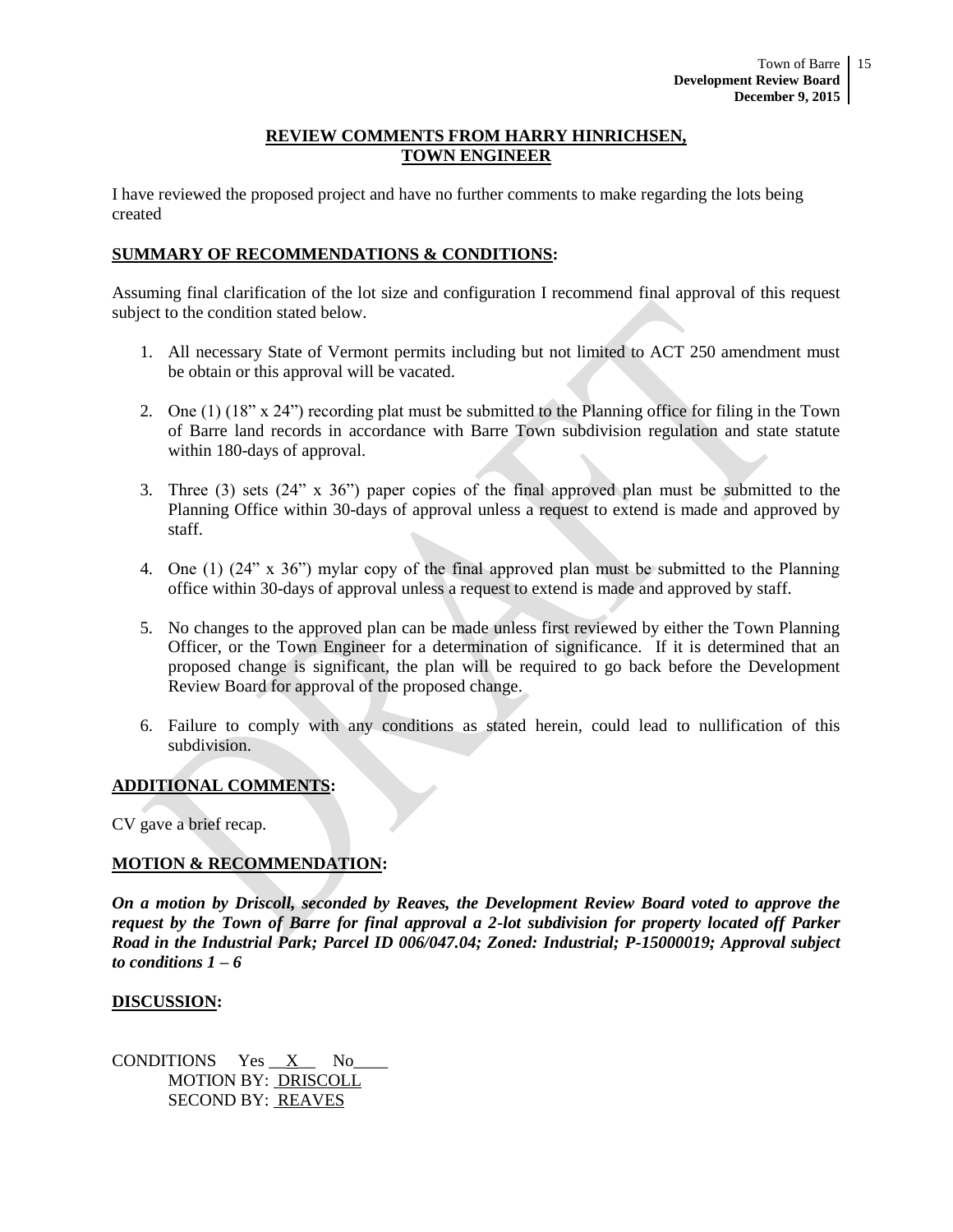**REVIEW COMMENTS FROM HARRY HINRICHSEN, TOWN ENGINEER**

I have reviewed the proposed project and have no further comments to make regarding the lots being created

**SUMMARY OF RECOMMENDATIONS & CONDITIONS:**

Assuming final clarification of the lot size and configuration I recommend final approval of this request subject to the condition stated below.

1. All necessary State of Vermont permits including but not limited to ACT 250 amendment must be obtain or this approval will be vacated.
2. One (1) (18" x 24") recording plat must be submitted to the Planning office for filing in the Town of Barre land records in accordance with Barre Town subdivision regulation and state statute within 180-days of approval.
3. Three (3) sets (24" x 36") paper copies of the final approved plan must be submitted to the Planning Office within 30-days of approval unless a request to extend is made and approved by staff.
4. One (1) (24" x 36") mylar copy of the final approved plan must be submitted to the Planning office within 30-days of approval unless a request to extend is made and approved by staff.
5. No changes to the approved plan can be made unless first reviewed by either the Town Planning Officer, or the Town Engineer for a determination of significance. If it is determined that an proposed change is significant, the plan will be required to go back before the Development Review Board for approval of the proposed change.
6. Failure to comply with any conditions as stated herein, could lead to nullification of this subdivision.

**ADDITIONAL COMMENTS:**

CV gave a brief recap.

**MOTION & RECOMMENDATION:**

***On a motion by Driscoll, seconded by Reaves, the Development Review Board voted to approve the request by the Town of Barre for final approval a 2-lot subdivision for property located off Parker Road in the Industrial Park; Parcel ID 006/047.04; Zoned: Industrial; P-15000019; Approval subject to conditions 1 – 6***

**DISCUSSION:**

CONDITIONS Yes __X__ No____
MOTION BY: DRISCOLL
SECOND BY: REAVES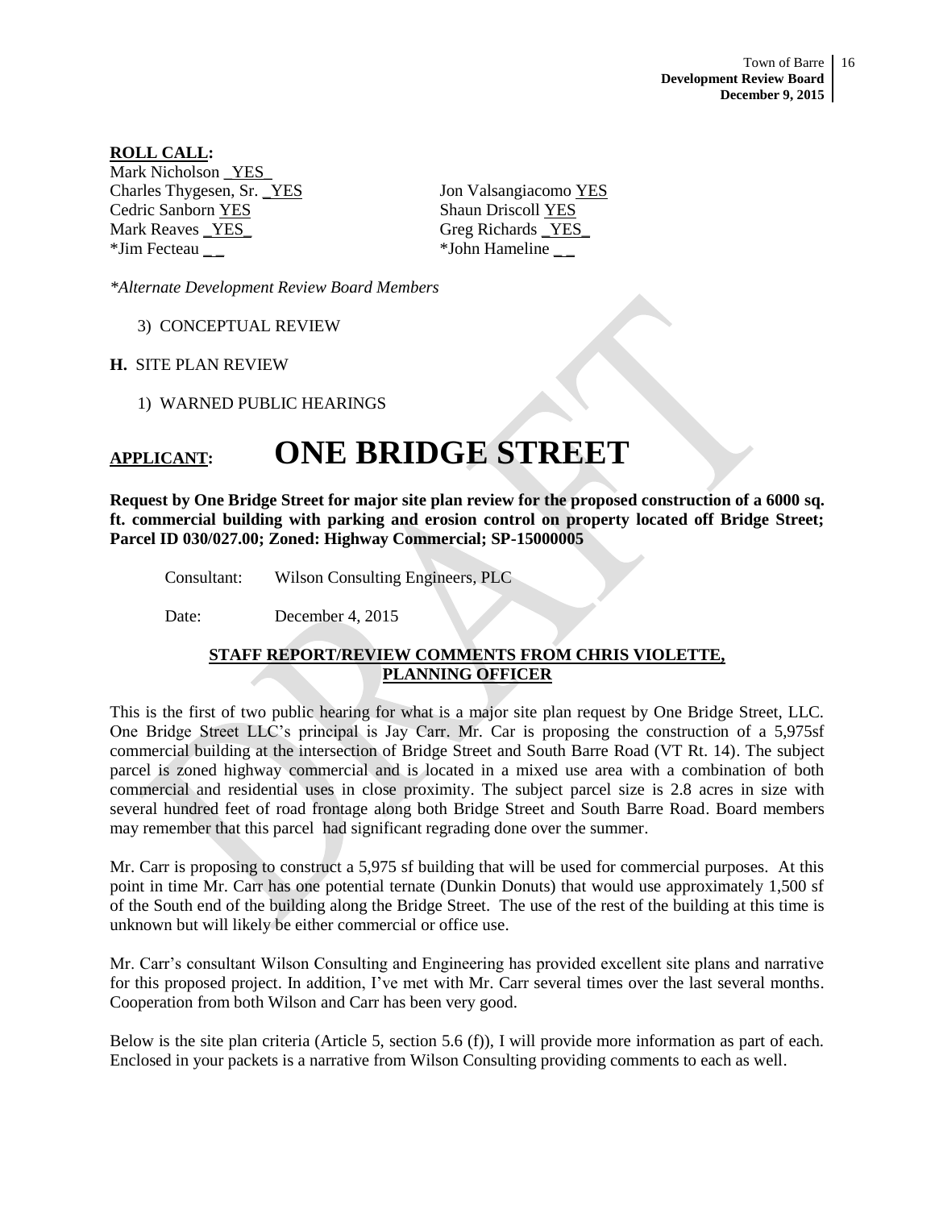**ROLL CALL:**

Mark Nicholson _YES_

| | |
|---|---|
| Charles Thygesen, Sr. _YES | Jon Valsangiacomo YES |
| Cedric Sanborn YES | Shaun Driscoll YES |
| Mark Reaves _YES_ | Greg Richards _YES_ |
| *Jim Fecteau _ _ | *John Hameline _ _ |

*\*Alternate Development Review Board Members*

3) CONCEPTUAL REVIEW

**H.** SITE PLAN REVIEW

1) WARNED PUBLIC HEARINGS

# APPLICANT: ONE BRIDGE STREET

**Request by One Bridge Street for major site plan review for the proposed construction of a 6000 sq. ft. commercial building with parking and erosion control on property located off Bridge Street; Parcel ID 030/027.00; Zoned: Highway Commercial; SP-15000005**

Consultant: Wilson Consulting Engineers, PLC

Date: December 4, 2015

**STAFF REPORT/REVIEW COMMENTS FROM CHRIS VIOLETTE, PLANNING OFFICER**

This is the first of two public hearing for what is a major site plan request by One Bridge Street, LLC. One Bridge Street LLC's principal is Jay Carr. Mr. Car is proposing the construction of a 5,975sf commercial building at the intersection of Bridge Street and South Barre Road (VT Rt. 14). The subject parcel is zoned highway commercial and is located in a mixed use area with a combination of both commercial and residential uses in close proximity. The subject parcel size is 2.8 acres in size with several hundred feet of road frontage along both Bridge Street and South Barre Road. Board members may remember that this parcel had significant regrading done over the summer.

Mr. Carr is proposing to construct a 5,975 sf building that will be used for commercial purposes. At this point in time Mr. Carr has one potential ternate (Dunkin Donuts) that would use approximately 1,500 sf of the South end of the building along the Bridge Street. The use of the rest of the building at this time is unknown but will likely be either commercial or office use.

Mr. Carr's consultant Wilson Consulting and Engineering has provided excellent site plans and narrative for this proposed project. In addition, I've met with Mr. Carr several times over the last several months. Cooperation from both Wilson and Carr has been very good.

Below is the site plan criteria (Article 5, section 5.6 (f)), I will provide more information as part of each. Enclosed in your packets is a narrative from Wilson Consulting providing comments to each as well.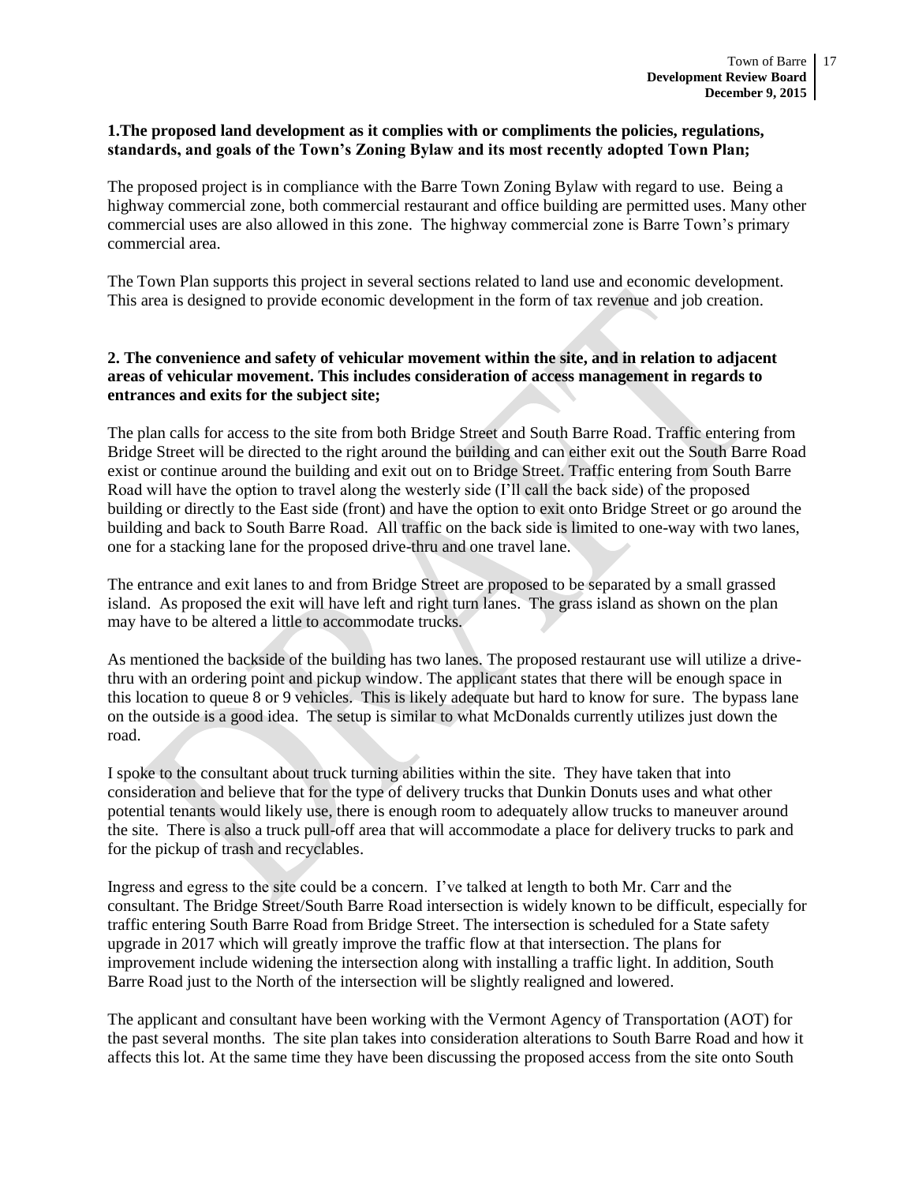**1.The proposed land development as it complies with or compliments the policies, regulations, standards, and goals of the Town's Zoning Bylaw and its most recently adopted Town Plan;**

The proposed project is in compliance with the Barre Town Zoning Bylaw with regard to use. Being a highway commercial zone, both commercial restaurant and office building are permitted uses. Many other commercial uses are also allowed in this zone. The highway commercial zone is Barre Town's primary commercial area.

The Town Plan supports this project in several sections related to land use and economic development. This area is designed to provide economic development in the form of tax revenue and job creation.

**2. The convenience and safety of vehicular movement within the site, and in relation to adjacent areas of vehicular movement. This includes consideration of access management in regards to entrances and exits for the subject site;**

The plan calls for access to the site from both Bridge Street and South Barre Road. Traffic entering from Bridge Street will be directed to the right around the building and can either exit out the South Barre Road exist or continue around the building and exit out on to Bridge Street. Traffic entering from South Barre Road will have the option to travel along the westerly side (I'll call the back side) of the proposed building or directly to the East side (front) and have the option to exit onto Bridge Street or go around the building and back to South Barre Road. All traffic on the back side is limited to one-way with two lanes, one for a stacking lane for the proposed drive-thru and one travel lane.

The entrance and exit lanes to and from Bridge Street are proposed to be separated by a small grassed island. As proposed the exit will have left and right turn lanes. The grass island as shown on the plan may have to be altered a little to accommodate trucks.

As mentioned the backside of the building has two lanes. The proposed restaurant use will utilize a drive-thru with an ordering point and pickup window. The applicant states that there will be enough space in this location to queue 8 or 9 vehicles. This is likely adequate but hard to know for sure. The bypass lane on the outside is a good idea. The setup is similar to what McDonalds currently utilizes just down the road.

I spoke to the consultant about truck turning abilities within the site. They have taken that into consideration and believe that for the type of delivery trucks that Dunkin Donuts uses and what other potential tenants would likely use, there is enough room to adequately allow trucks to maneuver around the site. There is also a truck pull-off area that will accommodate a place for delivery trucks to park and for the pickup of trash and recyclables.

Ingress and egress to the site could be a concern. I've talked at length to both Mr. Carr and the consultant. The Bridge Street/South Barre Road intersection is widely known to be difficult, especially for traffic entering South Barre Road from Bridge Street. The intersection is scheduled for a State safety upgrade in 2017 which will greatly improve the traffic flow at that intersection. The plans for improvement include widening the intersection along with installing a traffic light. In addition, South Barre Road just to the North of the intersection will be slightly realigned and lowered.

The applicant and consultant have been working with the Vermont Agency of Transportation (AOT) for the past several months. The site plan takes into consideration alterations to South Barre Road and how it affects this lot. At the same time they have been discussing the proposed access from the site onto South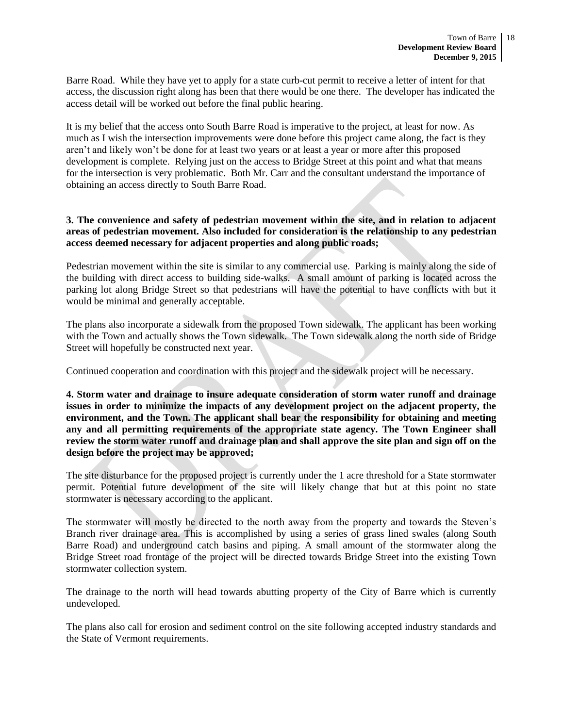Barre Road. While they have yet to apply for a state curb-cut permit to receive a letter of intent for that access, the discussion right along has been that there would be one there. The developer has indicated the access detail will be worked out before the final public hearing.

It is my belief that the access onto South Barre Road is imperative to the project, at least for now. As much as I wish the intersection improvements were done before this project came along, the fact is they aren't and likely won't be done for at least two years or at least a year or more after this proposed development is complete. Relying just on the access to Bridge Street at this point and what that means for the intersection is very problematic. Both Mr. Carr and the consultant understand the importance of obtaining an access directly to South Barre Road.

**3. The convenience and safety of pedestrian movement within the site, and in relation to adjacent areas of pedestrian movement. Also included for consideration is the relationship to any pedestrian access deemed necessary for adjacent properties and along public roads;**

Pedestrian movement within the site is similar to any commercial use. Parking is mainly along the side of the building with direct access to building side-walks. A small amount of parking is located across the parking lot along Bridge Street so that pedestrians will have the potential to have conflicts with but it would be minimal and generally acceptable.

The plans also incorporate a sidewalk from the proposed Town sidewalk. The applicant has been working with the Town and actually shows the Town sidewalk. The Town sidewalk along the north side of Bridge Street will hopefully be constructed next year.

Continued cooperation and coordination with this project and the sidewalk project will be necessary.

**4. Storm water and drainage to insure adequate consideration of storm water runoff and drainage issues in order to minimize the impacts of any development project on the adjacent property, the environment, and the Town. The applicant shall bear the responsibility for obtaining and meeting any and all permitting requirements of the appropriate state agency. The Town Engineer shall review the storm water runoff and drainage plan and shall approve the site plan and sign off on the design before the project may be approved;**

The site disturbance for the proposed project is currently under the 1 acre threshold for a State stormwater permit. Potential future development of the site will likely change that but at this point no state stormwater is necessary according to the applicant.

The stormwater will mostly be directed to the north away from the property and towards the Steven's Branch river drainage area. This is accomplished by using a series of grass lined swales (along South Barre Road) and underground catch basins and piping. A small amount of the stormwater along the Bridge Street road frontage of the project will be directed towards Bridge Street into the existing Town stormwater collection system.

The drainage to the north will head towards abutting property of the City of Barre which is currently undeveloped.

The plans also call for erosion and sediment control on the site following accepted industry standards and the State of Vermont requirements.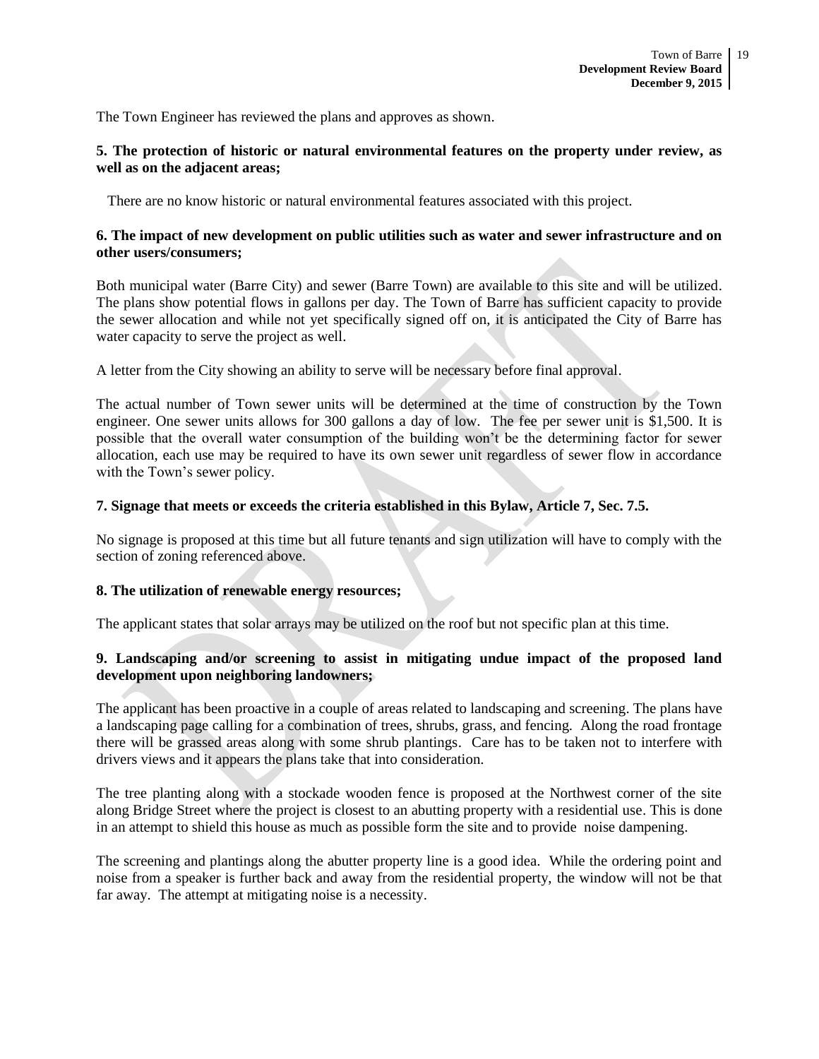The Town Engineer has reviewed the plans and approves as shown.

**5. The protection of historic or natural environmental features on the property under review, as well as on the adjacent areas;**

There are no know historic or natural environmental features associated with this project.

**6. The impact of new development on public utilities such as water and sewer infrastructure and on other users/consumers;**

Both municipal water (Barre City) and sewer (Barre Town) are available to this site and will be utilized. The plans show potential flows in gallons per day. The Town of Barre has sufficient capacity to provide the sewer allocation and while not yet specifically signed off on, it is anticipated the City of Barre has water capacity to serve the project as well.

A letter from the City showing an ability to serve will be necessary before final approval.

The actual number of Town sewer units will be determined at the time of construction by the Town engineer. One sewer units allows for 300 gallons a day of low. The fee per sewer unit is $1,500. It is possible that the overall water consumption of the building won't be the determining factor for sewer allocation, each use may be required to have its own sewer unit regardless of sewer flow in accordance with the Town's sewer policy.

**7. Signage that meets or exceeds the criteria established in this Bylaw, Article 7, Sec. 7.5.**

No signage is proposed at this time but all future tenants and sign utilization will have to comply with the section of zoning referenced above.

**8. The utilization of renewable energy resources;**

The applicant states that solar arrays may be utilized on the roof but not specific plan at this time.

**9. Landscaping and/or screening to assist in mitigating undue impact of the proposed land development upon neighboring landowners;**

The applicant has been proactive in a couple of areas related to landscaping and screening. The plans have a landscaping page calling for a combination of trees, shrubs, grass, and fencing. Along the road frontage there will be grassed areas along with some shrub plantings. Care has to be taken not to interfere with drivers views and it appears the plans take that into consideration.

The tree planting along with a stockade wooden fence is proposed at the Northwest corner of the site along Bridge Street where the project is closest to an abutting property with a residential use. This is done in an attempt to shield this house as much as possible form the site and to provide noise dampening.

The screening and plantings along the abutter property line is a good idea. While the ordering point and noise from a speaker is further back and away from the residential property, the window will not be that far away. The attempt at mitigating noise is a necessity.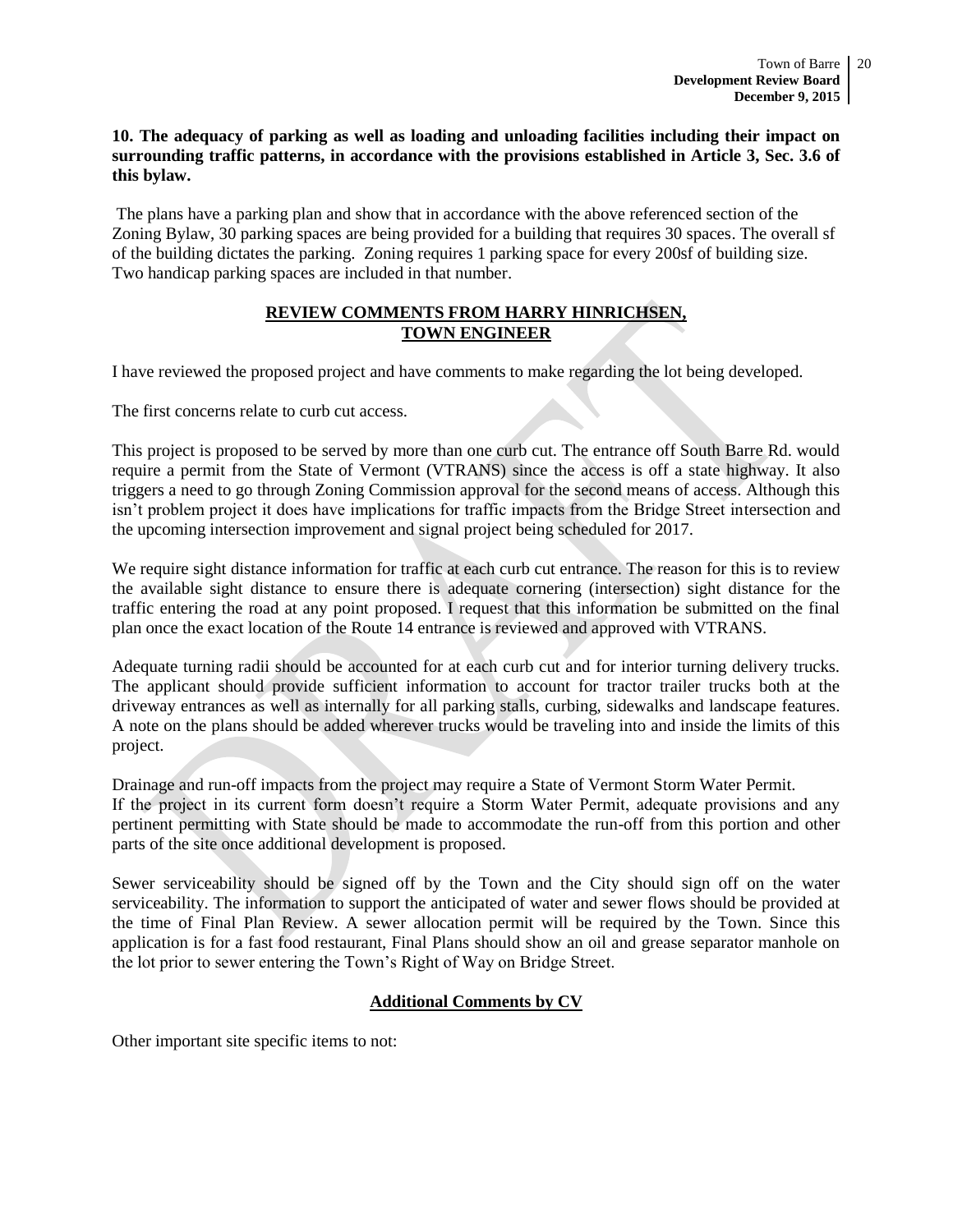**10. The adequacy of parking as well as loading and unloading facilities including their impact on surrounding traffic patterns, in accordance with the provisions established in Article 3, Sec. 3.6 of this bylaw.**

The plans have a parking plan and show that in accordance with the above referenced section of the Zoning Bylaw, 30 parking spaces are being provided for a building that requires 30 spaces. The overall sf of the building dictates the parking. Zoning requires 1 parking space for every 200sf of building size. Two handicap parking spaces are included in that number.

**REVIEW COMMENTS FROM HARRY HINRICHSEN, TOWN ENGINEER**

I have reviewed the proposed project and have comments to make regarding the lot being developed.

The first concerns relate to curb cut access.

This project is proposed to be served by more than one curb cut. The entrance off South Barre Rd. would require a permit from the State of Vermont (VTRANS) since the access is off a state highway. It also triggers a need to go through Zoning Commission approval for the second means of access. Although this isn't problem project it does have implications for traffic impacts from the Bridge Street intersection and the upcoming intersection improvement and signal project being scheduled for 2017.

We require sight distance information for traffic at each curb cut entrance. The reason for this is to review the available sight distance to ensure there is adequate cornering (intersection) sight distance for the traffic entering the road at any point proposed. I request that this information be submitted on the final plan once the exact location of the Route 14 entrance is reviewed and approved with VTRANS.

Adequate turning radii should be accounted for at each curb cut and for interior turning delivery trucks. The applicant should provide sufficient information to account for tractor trailer trucks both at the driveway entrances as well as internally for all parking stalls, curbing, sidewalks and landscape features. A note on the plans should be added wherever trucks would be traveling into and inside the limits of this project.

Drainage and run-off impacts from the project may require a State of Vermont Storm Water Permit. If the project in its current form doesn't require a Storm Water Permit, adequate provisions and any pertinent permitting with State should be made to accommodate the run-off from this portion and other parts of the site once additional development is proposed.

Sewer serviceability should be signed off by the Town and the City should sign off on the water serviceability. The information to support the anticipated of water and sewer flows should be provided at the time of Final Plan Review. A sewer allocation permit will be required by the Town. Since this application is for a fast food restaurant, Final Plans should show an oil and grease separator manhole on the lot prior to sewer entering the Town's Right of Way on Bridge Street.

**Additional Comments by CV**

Other important site specific items to not: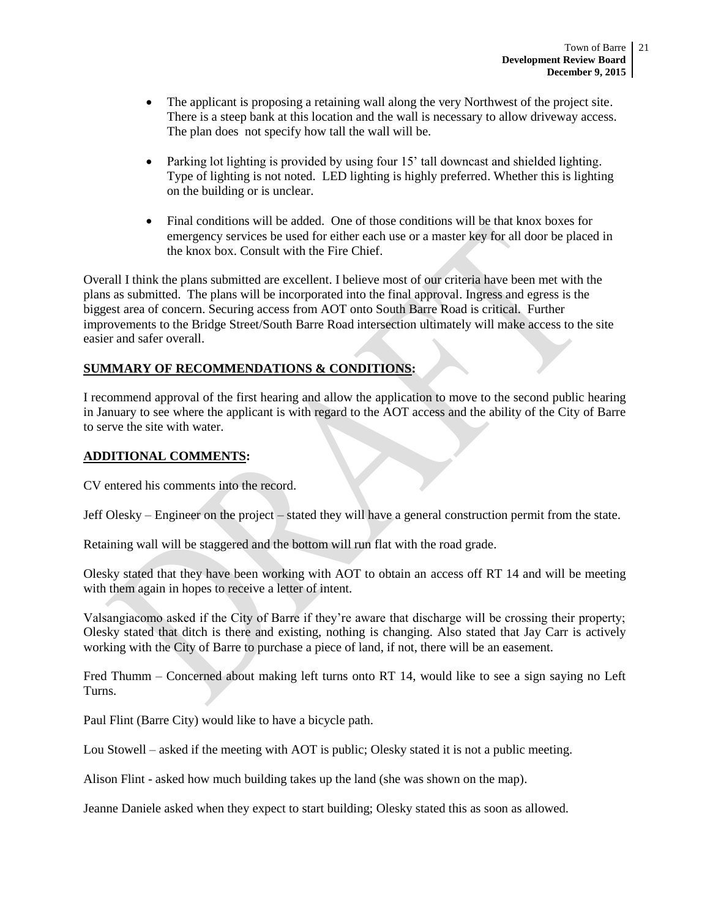- The applicant is proposing a retaining wall along the very Northwest of the project site. There is a steep bank at this location and the wall is necessary to allow driveway access. The plan does not specify how tall the wall will be.

- Parking lot lighting is provided by using four 15' tall downcast and shielded lighting. Type of lighting is not noted. LED lighting is highly preferred. Whether this is lighting on the building or is unclear.

- Final conditions will be added. One of those conditions will be that knox boxes for emergency services be used for either each use or a master key for all door be placed in the knox box. Consult with the Fire Chief.

Overall I think the plans submitted are excellent. I believe most of our criteria have been met with the plans as submitted. The plans will be incorporated into the final approval. Ingress and egress is the biggest area of concern. Securing access from AOT onto South Barre Road is critical. Further improvements to the Bridge Street/South Barre Road intersection ultimately will make access to the site easier and safer overall.

**SUMMARY OF RECOMMENDATIONS & CONDITIONS:**

I recommend approval of the first hearing and allow the application to move to the second public hearing in January to see where the applicant is with regard to the AOT access and the ability of the City of Barre to serve the site with water.

**ADDITIONAL COMMENTS:**

CV entered his comments into the record.

Jeff Olesky – Engineer on the project – stated they will have a general construction permit from the state.

Retaining wall will be staggered and the bottom will run flat with the road grade.

Olesky stated that they have been working with AOT to obtain an access off RT 14 and will be meeting with them again in hopes to receive a letter of intent.

Valsangiacomo asked if the City of Barre if they're aware that discharge will be crossing their property; Olesky stated that ditch is there and existing, nothing is changing. Also stated that Jay Carr is actively working with the City of Barre to purchase a piece of land, if not, there will be an easement.

Fred Thumm – Concerned about making left turns onto RT 14, would like to see a sign saying no Left Turns.

Paul Flint (Barre City) would like to have a bicycle path.

Lou Stowell – asked if the meeting with AOT is public; Olesky stated it is not a public meeting.

Alison Flint - asked how much building takes up the land (she was shown on the map).

Jeanne Daniele asked when they expect to start building; Olesky stated this as soon as allowed.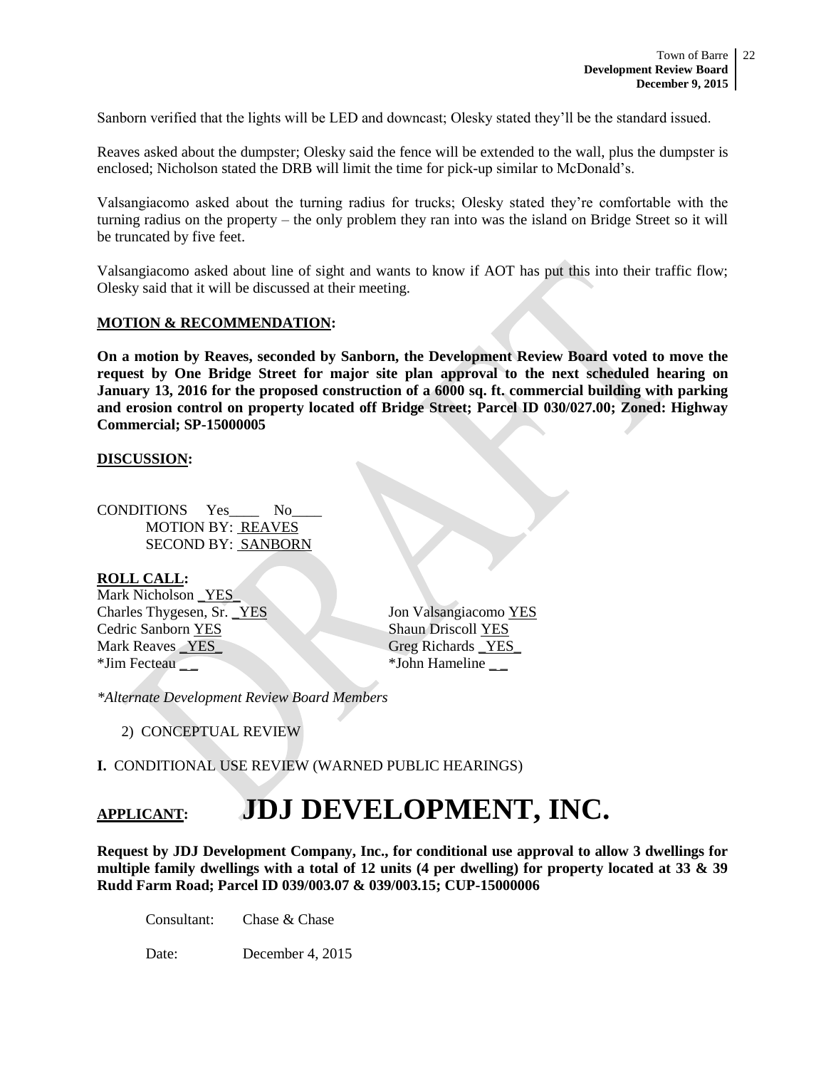Sanborn verified that the lights will be LED and downcast; Olesky stated they'll be the standard issued.

Reaves asked about the dumpster; Olesky said the fence will be extended to the wall, plus the dumpster is enclosed; Nicholson stated the DRB will limit the time for pick-up similar to McDonald's.

Valsangiacomo asked about the turning radius for trucks; Olesky stated they're comfortable with the turning radius on the property – the only problem they ran into was the island on Bridge Street so it will be truncated by five feet.

Valsangiacomo asked about line of sight and wants to know if AOT has put this into their traffic flow; Olesky said that it will be discussed at their meeting.

**MOTION & RECOMMENDATION:**

**On a motion by Reaves, seconded by Sanborn, the Development Review Board voted to move the request by One Bridge Street for major site plan approval to the next scheduled hearing on January 13, 2016 for the proposed construction of a 6000 sq. ft. commercial building with parking and erosion control on property located off Bridge Street; Parcel ID 030/027.00; Zoned: Highway Commercial; SP-15000005**

**DISCUSSION:**

CONDITIONS Yes____ No____
MOTION BY: REAVES
SECOND BY: SANBORN

**ROLL CALL:**

Mark Nicholson _YES_
Charles Thygesen, Sr. _YES
Cedric Sanborn YES
Mark Reaves _YES_
*Jim Fecteau _ _
Jon Valsangiacomo YES
Shaun Driscoll YES
Greg Richards _YES_
*John Hameline _ _

*\*Alternate Development Review Board Members*

2) CONCEPTUAL REVIEW

**I.** CONDITIONAL USE REVIEW (WARNED PUBLIC HEARINGS)

# APPLICANT: JDJ DEVELOPMENT, INC.

**Request by JDJ Development Company, Inc., for conditional use approval to allow 3 dwellings for multiple family dwellings with a total of 12 units (4 per dwelling) for property located at 33 & 39 Rudd Farm Road; Parcel ID 039/003.07 & 039/003.15; CUP-15000006**

Consultant: Chase & Chase

Date: December 4, 2015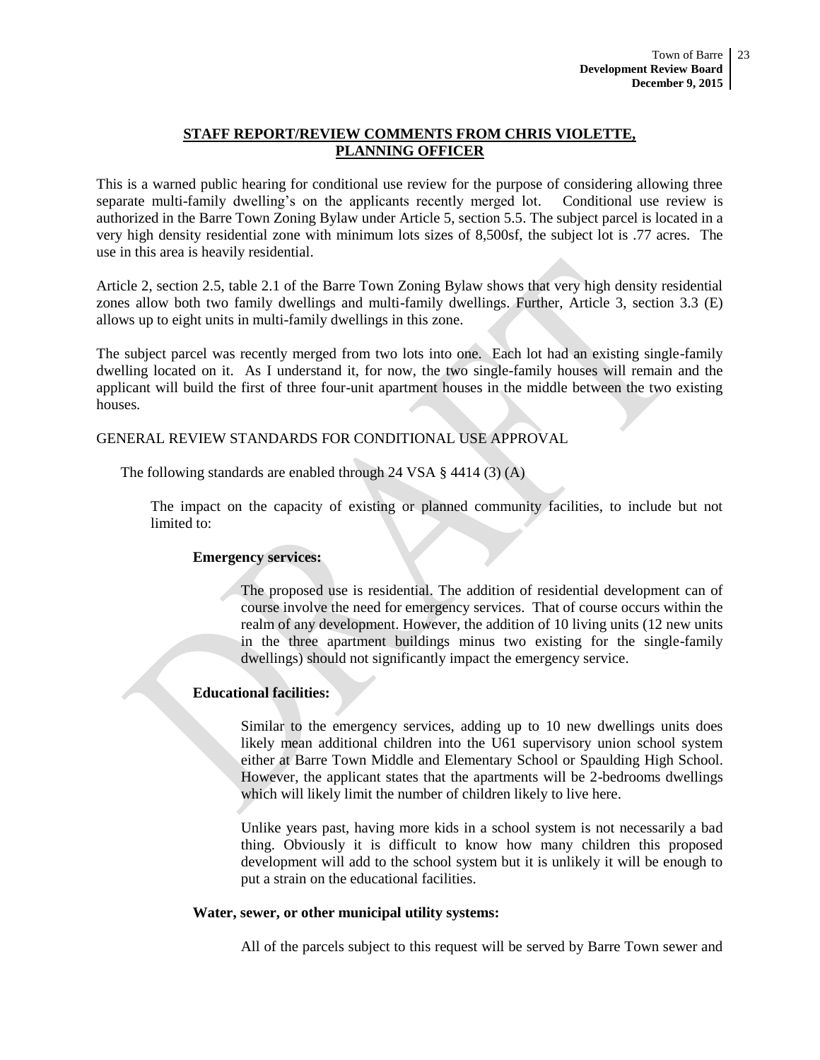## STAFF REPORT/REVIEW COMMENTS FROM CHRIS VIOLETTE, PLANNING OFFICER

This is a warned public hearing for conditional use review for the purpose of considering allowing three separate multi-family dwelling's on the applicants recently merged lot. Conditional use review is authorized in the Barre Town Zoning Bylaw under Article 5, section 5.5. The subject parcel is located in a very high density residential zone with minimum lots sizes of 8,500sf, the subject lot is .77 acres. The use in this area is heavily residential.

Article 2, section 2.5, table 2.1 of the Barre Town Zoning Bylaw shows that very high density residential zones allow both two family dwellings and multi-family dwellings. Further, Article 3, section 3.3 (E) allows up to eight units in multi-family dwellings in this zone.

The subject parcel was recently merged from two lots into one. Each lot had an existing single-family dwelling located on it. As I understand it, for now, the two single-family houses will remain and the applicant will build the first of three four-unit apartment houses in the middle between the two existing houses.

GENERAL REVIEW STANDARDS FOR CONDITIONAL USE APPROVAL

The following standards are enabled through 24 VSA § 4414 (3) (A)

The impact on the capacity of existing or planned community facilities, to include but not limited to:

**Emergency services:**

The proposed use is residential. The addition of residential development can of course involve the need for emergency services. That of course occurs within the realm of any development. However, the addition of 10 living units (12 new units in the three apartment buildings minus two existing for the single-family dwellings) should not significantly impact the emergency service.

**Educational facilities:**

Similar to the emergency services, adding up to 10 new dwellings units does likely mean additional children into the U61 supervisory union school system either at Barre Town Middle and Elementary School or Spaulding High School. However, the applicant states that the apartments will be 2-bedrooms dwellings which will likely limit the number of children likely to live here.

Unlike years past, having more kids in a school system is not necessarily a bad thing. Obviously it is difficult to know how many children this proposed development will add to the school system but it is unlikely it will be enough to put a strain on the educational facilities.

**Water, sewer, or other municipal utility systems:**

All of the parcels subject to this request will be served by Barre Town sewer and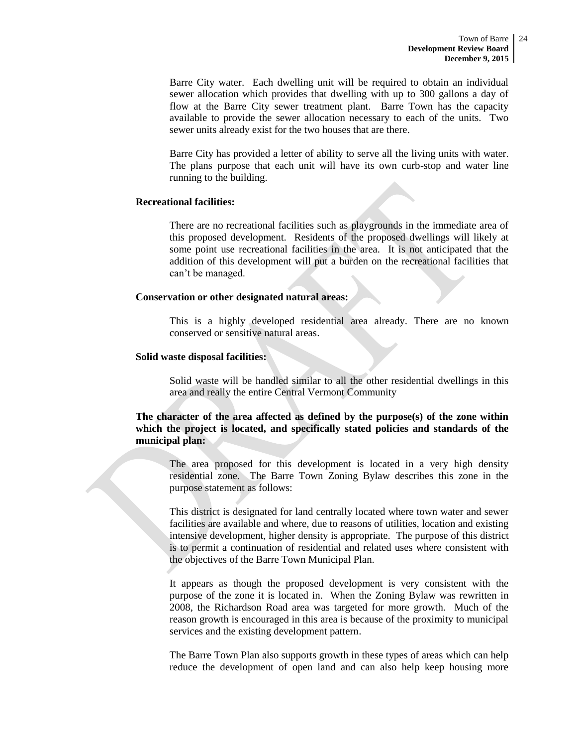Barre City water. Each dwelling unit will be required to obtain an individual sewer allocation which provides that dwelling with up to 300 gallons a day of flow at the Barre City sewer treatment plant. Barre Town has the capacity available to provide the sewer allocation necessary to each of the units. Two sewer units already exist for the two houses that are there.

Barre City has provided a letter of ability to serve all the living units with water. The plans purpose that each unit will have its own curb-stop and water line running to the building.

**Recreational facilities:**

There are no recreational facilities such as playgrounds in the immediate area of this proposed development. Residents of the proposed dwellings will likely at some point use recreational facilities in the area. It is not anticipated that the addition of this development will put a burden on the recreational facilities that can't be managed.

**Conservation or other designated natural areas:**

This is a highly developed residential area already. There are no known conserved or sensitive natural areas.

**Solid waste disposal facilities:**

Solid waste will be handled similar to all the other residential dwellings in this area and really the entire Central Vermont Community

**The character of the area affected as defined by the purpose(s) of the zone within which the project is located, and specifically stated policies and standards of the municipal plan:**

The area proposed for this development is located in a very high density residential zone. The Barre Town Zoning Bylaw describes this zone in the purpose statement as follows:

This district is designated for land centrally located where town water and sewer facilities are available and where, due to reasons of utilities, location and existing intensive development, higher density is appropriate. The purpose of this district is to permit a continuation of residential and related uses where consistent with the objectives of the Barre Town Municipal Plan.

It appears as though the proposed development is very consistent with the purpose of the zone it is located in. When the Zoning Bylaw was rewritten in 2008, the Richardson Road area was targeted for more growth. Much of the reason growth is encouraged in this area is because of the proximity to municipal services and the existing development pattern.

The Barre Town Plan also supports growth in these types of areas which can help reduce the development of open land and can also help keep housing more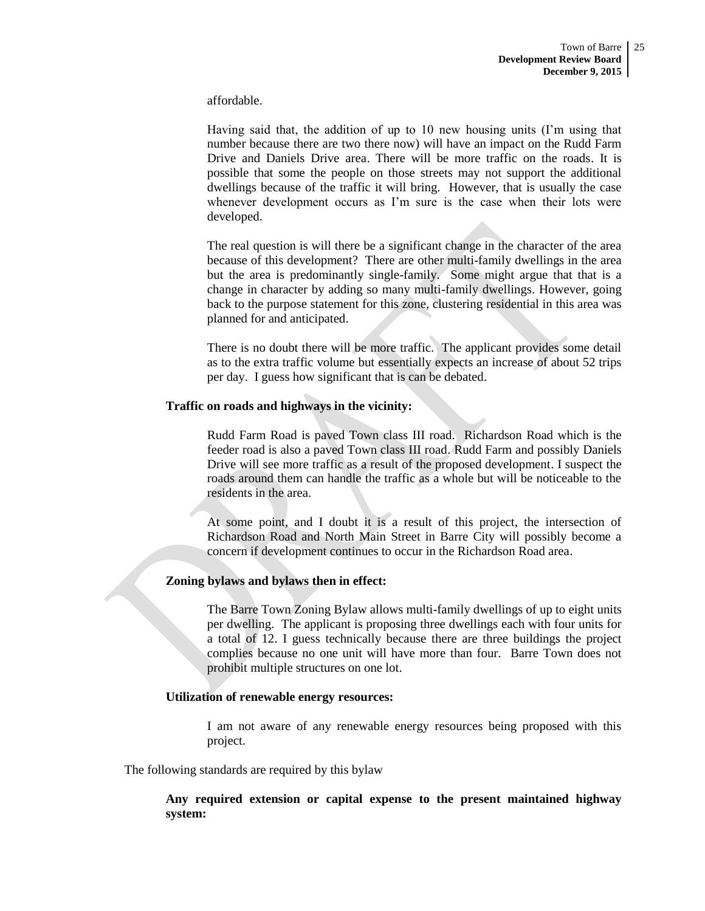affordable.

Having said that, the addition of up to 10 new housing units (I'm using that number because there are two there now) will have an impact on the Rudd Farm Drive and Daniels Drive area. There will be more traffic on the roads. It is possible that some the people on those streets may not support the additional dwellings because of the traffic it will bring. However, that is usually the case whenever development occurs as I'm sure is the case when their lots were developed.

The real question is will there be a significant change in the character of the area because of this development? There are other multi-family dwellings in the area but the area is predominantly single-family. Some might argue that that is a change in character by adding so many multi-family dwellings. However, going back to the purpose statement for this zone, clustering residential in this area was planned for and anticipated.

There is no doubt there will be more traffic. The applicant provides some detail as to the extra traffic volume but essentially expects an increase of about 52 trips per day. I guess how significant that is can be debated.

**Traffic on roads and highways in the vicinity:**

Rudd Farm Road is paved Town class III road. Richardson Road which is the feeder road is also a paved Town class III road. Rudd Farm and possibly Daniels Drive will see more traffic as a result of the proposed development. I suspect the roads around them can handle the traffic as a whole but will be noticeable to the residents in the area.

At some point, and I doubt it is a result of this project, the intersection of Richardson Road and North Main Street in Barre City will possibly become a concern if development continues to occur in the Richardson Road area.

**Zoning bylaws and bylaws then in effect:**

The Barre Town Zoning Bylaw allows multi-family dwellings of up to eight units per dwelling. The applicant is proposing three dwellings each with four units for a total of 12. I guess technically because there are three buildings the project complies because no one unit will have more than four. Barre Town does not prohibit multiple structures on one lot.

**Utilization of renewable energy resources:**

I am not aware of any renewable energy resources being proposed with this project.

The following standards are required by this bylaw

**Any required extension or capital expense to the present maintained highway system:**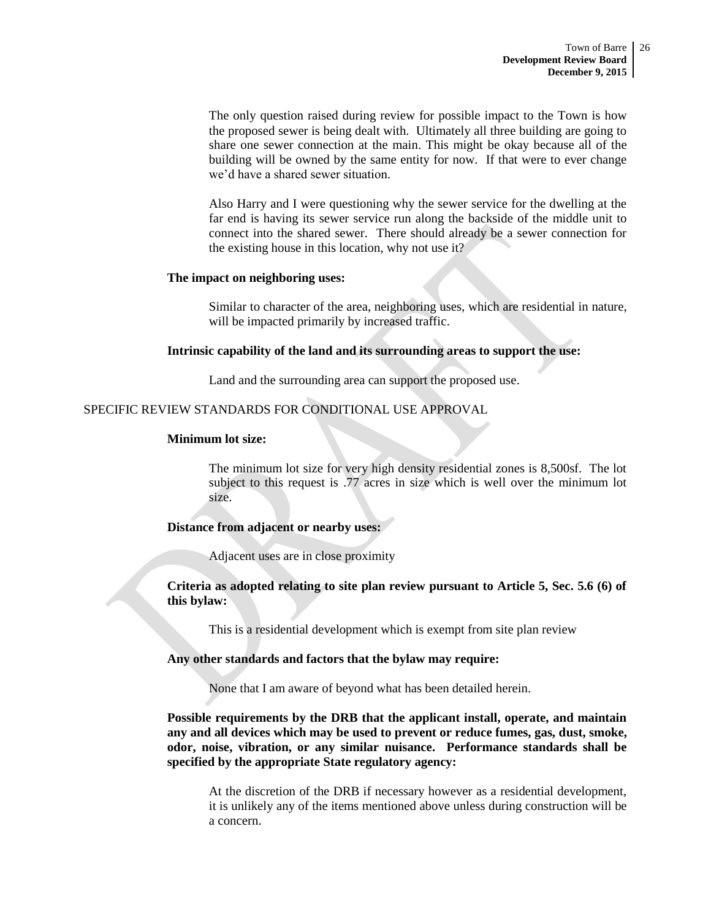The only question raised during review for possible impact to the Town is how the proposed sewer is being dealt with. Ultimately all three building are going to share one sewer connection at the main. This might be okay because all of the building will be owned by the same entity for now. If that were to ever change we'd have a shared sewer situation.

Also Harry and I were questioning why the sewer service for the dwelling at the far end is having its sewer service run along the backside of the middle unit to connect into the shared sewer. There should already be a sewer connection for the existing house in this location, why not use it?

**The impact on neighboring uses:**

Similar to character of the area, neighboring uses, which are residential in nature, will be impacted primarily by increased traffic.

**Intrinsic capability of the land and its surrounding areas to support the use:**

Land and the surrounding area can support the proposed use.

SPECIFIC REVIEW STANDARDS FOR CONDITIONAL USE APPROVAL

**Minimum lot size:**

The minimum lot size for very high density residential zones is 8,500sf. The lot subject to this request is .77 acres in size which is well over the minimum lot size.

**Distance from adjacent or nearby uses:**

Adjacent uses are in close proximity

**Criteria as adopted relating to site plan review pursuant to Article 5, Sec. 5.6 (6) of this bylaw:**

This is a residential development which is exempt from site plan review

**Any other standards and factors that the bylaw may require:**

None that I am aware of beyond what has been detailed herein.

**Possible requirements by the DRB that the applicant install, operate, and maintain any and all devices which may be used to prevent or reduce fumes, gas, dust, smoke, odor, noise, vibration, or any similar nuisance. Performance standards shall be specified by the appropriate State regulatory agency:**

At the discretion of the DRB if necessary however as a residential development, it is unlikely any of the items mentioned above unless during construction will be a concern.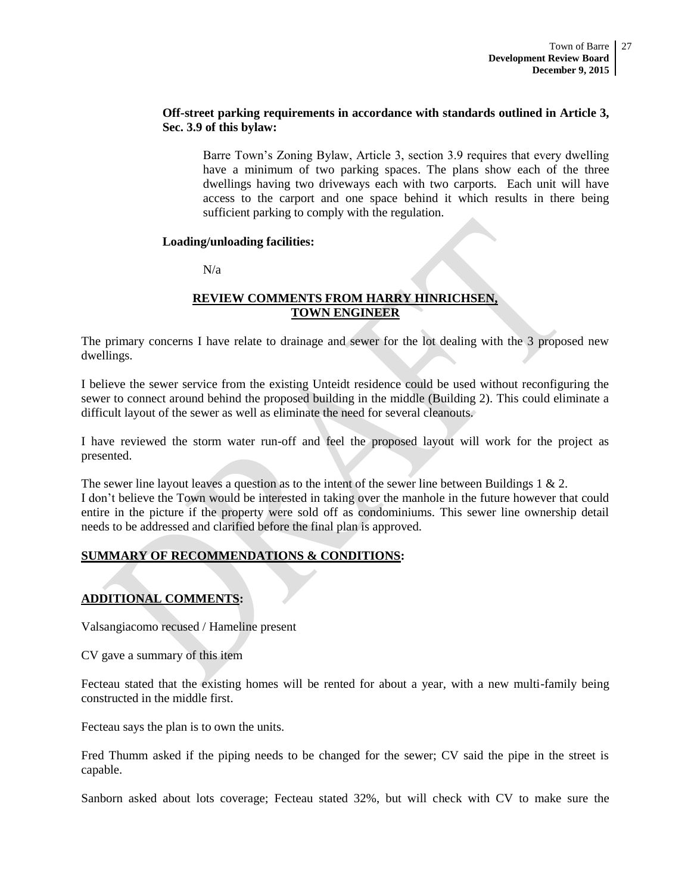**Off-street parking requirements in accordance with standards outlined in Article 3, Sec. 3.9 of this bylaw:**

Barre Town's Zoning Bylaw, Article 3, section 3.9 requires that every dwelling have a minimum of two parking spaces. The plans show each of the three dwellings having two driveways each with two carports. Each unit will have access to the carport and one space behind it which results in there being sufficient parking to comply with the regulation.

**Loading/unloading facilities:**

N/a

**REVIEW COMMENTS FROM HARRY HINRICHSEN, TOWN ENGINEER**

The primary concerns I have relate to drainage and sewer for the lot dealing with the 3 proposed new dwellings.

I believe the sewer service from the existing Unteidt residence could be used without reconfiguring the sewer to connect around behind the proposed building in the middle (Building 2). This could eliminate a difficult layout of the sewer as well as eliminate the need for several cleanouts.

I have reviewed the storm water run-off and feel the proposed layout will work for the project as presented.

The sewer line layout leaves a question as to the intent of the sewer line between Buildings 1 & 2. I don't believe the Town would be interested in taking over the manhole in the future however that could entire in the picture if the property were sold off as condominiums. This sewer line ownership detail needs to be addressed and clarified before the final plan is approved.

**SUMMARY OF RECOMMENDATIONS & CONDITIONS:**

**ADDITIONAL COMMENTS:**

Valsangiacomo recused / Hameline present

CV gave a summary of this item

Fecteau stated that the existing homes will be rented for about a year, with a new multi-family being constructed in the middle first.

Fecteau says the plan is to own the units.

Fred Thumm asked if the piping needs to be changed for the sewer; CV said the pipe in the street is capable.

Sanborn asked about lots coverage; Fecteau stated 32%, but will check with CV to make sure the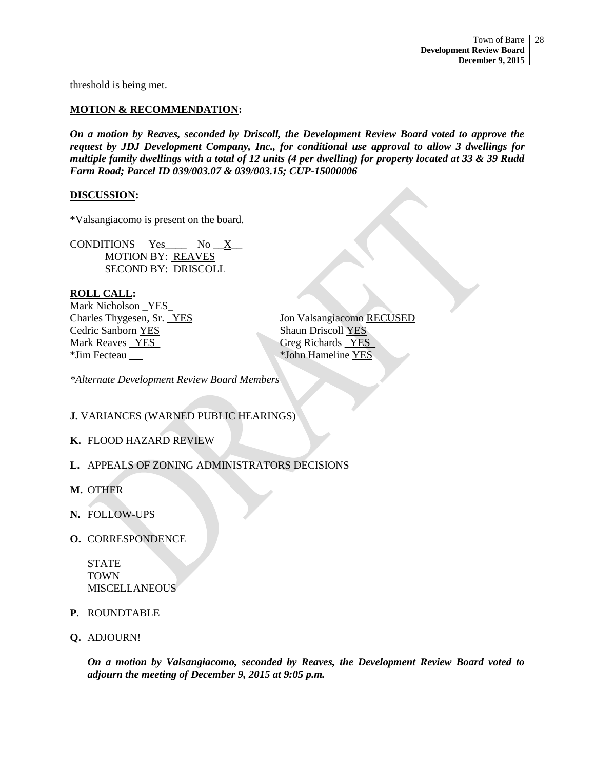threshold is being met.

**MOTION & RECOMMENDATION:**

***On a motion by Reaves, seconded by Driscoll, the Development Review Board voted to approve the request by JDJ Development Company, Inc., for conditional use approval to allow 3 dwellings for multiple family dwellings with a total of 12 units (4 per dwelling) for property located at 33 & 39 Rudd Farm Road; Parcel ID 039/003.07 & 039/003.15; CUP-15000006***

**DISCUSSION:**

*Valsangiacomo is present on the board.

CONDITIONS Yes____ No __X__
MOTION BY: REAVES
SECOND BY: DRISCOLL

**ROLL CALL:**

Mark Nicholson YES
Charles Thygesen, Sr. YES
Cedric Sanborn YES
Mark Reaves YES
*Jim Fecteau __
Jon Valsangiacomo RECUSED
Shaun Driscoll YES
Greg Richards YES
*John Hameline YES

*\*Alternate Development Review Board Members*

**J.** VARIANCES (WARNED PUBLIC HEARINGS)

**K.** FLOOD HAZARD REVIEW

**L.** APPEALS OF ZONING ADMINISTRATORS DECISIONS

**M.** OTHER

**N.** FOLLOW-UPS

**O.** CORRESPONDENCE

STATE
TOWN
MISCELLANEOUS

**P**. ROUNDTABLE

**Q.** ADJOURN!

***On a motion by Valsangiacomo, seconded by Reaves, the Development Review Board voted to adjourn the meeting of December 9, 2015 at 9:05 p.m.***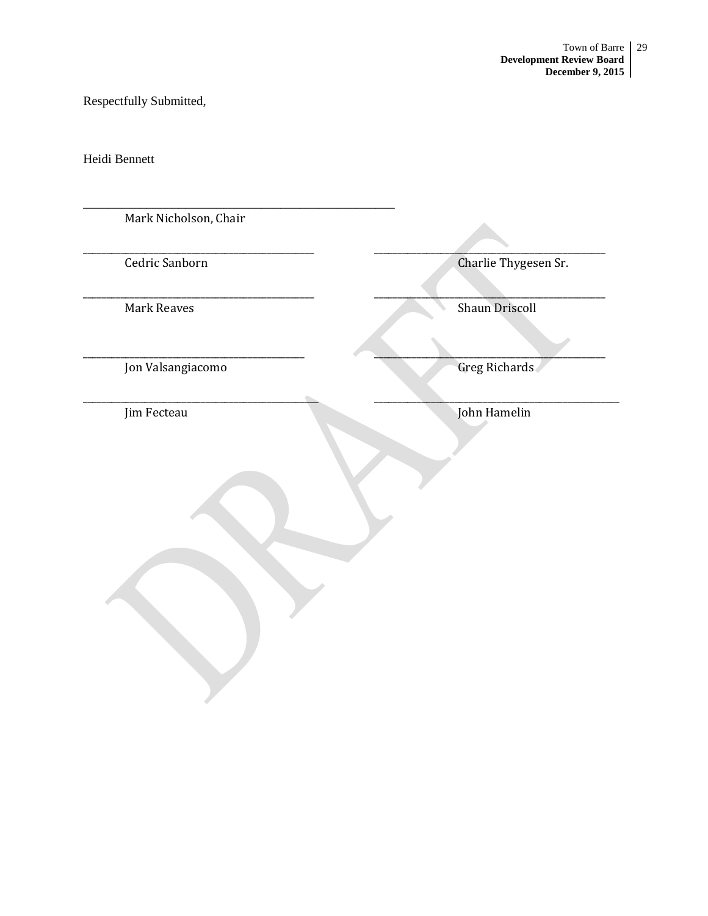Respectfully Submitted,

Heidi Bennett

\_\_\_\_\_\_\_\_\_\_\_\_\_\_\_\_\_\_\_\_\_\_\_\_\_\_\_\_\_\_\_\_\_\_\_\_\_\_\_\_\_\_\_\_\_\_\_\_\_\_\_\_\_\_\_\_\_\_\_\_\_\_\_\_

Mark Nicholson, Chair

| | |
|---|---|
| \_\_\_\_\_\_\_\_\_\_\_\_\_\_\_\_\_\_\_\_\_\_\_\_\_\_\_\_\_\_\_\_\_\_\_\_\_\_\_\_\_\_\_\_\_\_ | \_\_\_\_\_\_\_\_\_\_\_\_\_\_\_\_\_\_\_\_\_\_\_\_\_\_\_\_\_\_\_\_\_\_\_\_\_\_\_\_\_\_\_\_\_\_ |
| Cedric Sanborn | Charlie Thygesen Sr. |
| \_\_\_\_\_\_\_\_\_\_\_\_\_\_\_\_\_\_\_\_\_\_\_\_\_\_\_\_\_\_\_\_\_\_\_\_\_\_\_\_\_\_\_\_\_\_ | \_\_\_\_\_\_\_\_\_\_\_\_\_\_\_\_\_\_\_\_\_\_\_\_\_\_\_\_\_\_\_\_\_\_\_\_\_\_\_\_\_\_\_\_\_\_ |
| Mark Reaves | Shaun Driscoll |
| \_\_\_\_\_\_\_\_\_\_\_\_\_\_\_\_\_\_\_\_\_\_\_\_\_\_\_\_\_\_\_\_\_\_\_\_\_\_\_\_\_\_\_\_\_\_ | \_\_\_\_\_\_\_\_\_\_\_\_\_\_\_\_\_\_\_\_\_\_\_\_\_\_\_\_\_\_\_\_\_\_\_\_\_\_\_\_\_\_\_\_\_\_ |
| Jon Valsangiacomo | Greg Richards |
| \_\_\_\_\_\_\_\_\_\_\_\_\_\_\_\_\_\_\_\_\_\_\_\_\_\_\_\_\_\_\_\_\_\_\_\_\_\_\_\_\_\_\_\_\_\_ | \_\_\_\_\_\_\_\_\_\_\_\_\_\_\_\_\_\_\_\_\_\_\_\_\_\_\_\_\_\_\_\_\_\_\_\_\_\_\_\_\_\_\_\_\_\_ |
| Jim Fecteau | John Hamelin |

DRAFT